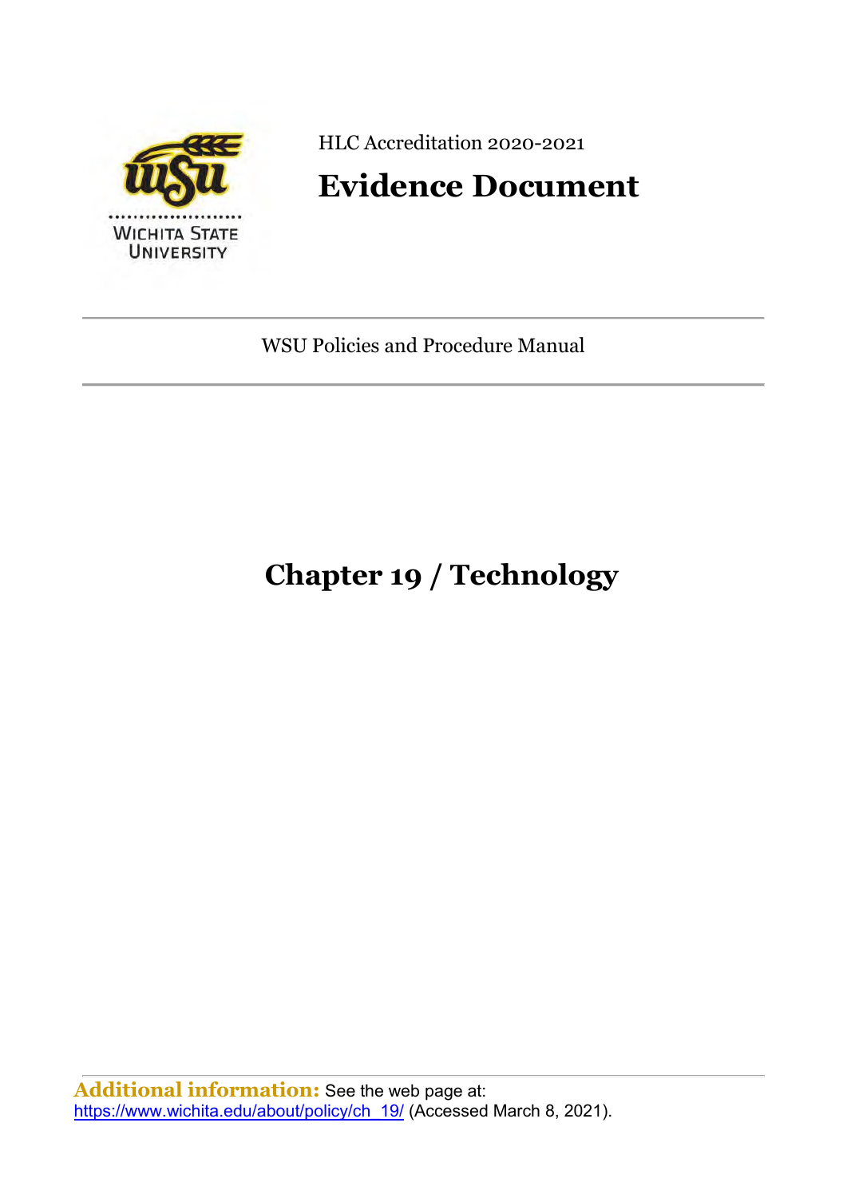HLC Accreditation 2020-2021

# Evidence Document

WSU Policies and Procedure Manual

## Chapter 19 / Technology

**Additional information:** See the web page at: https://www.wichita.edu/about/policy/ch_19/ (Accessed March 8, 2021).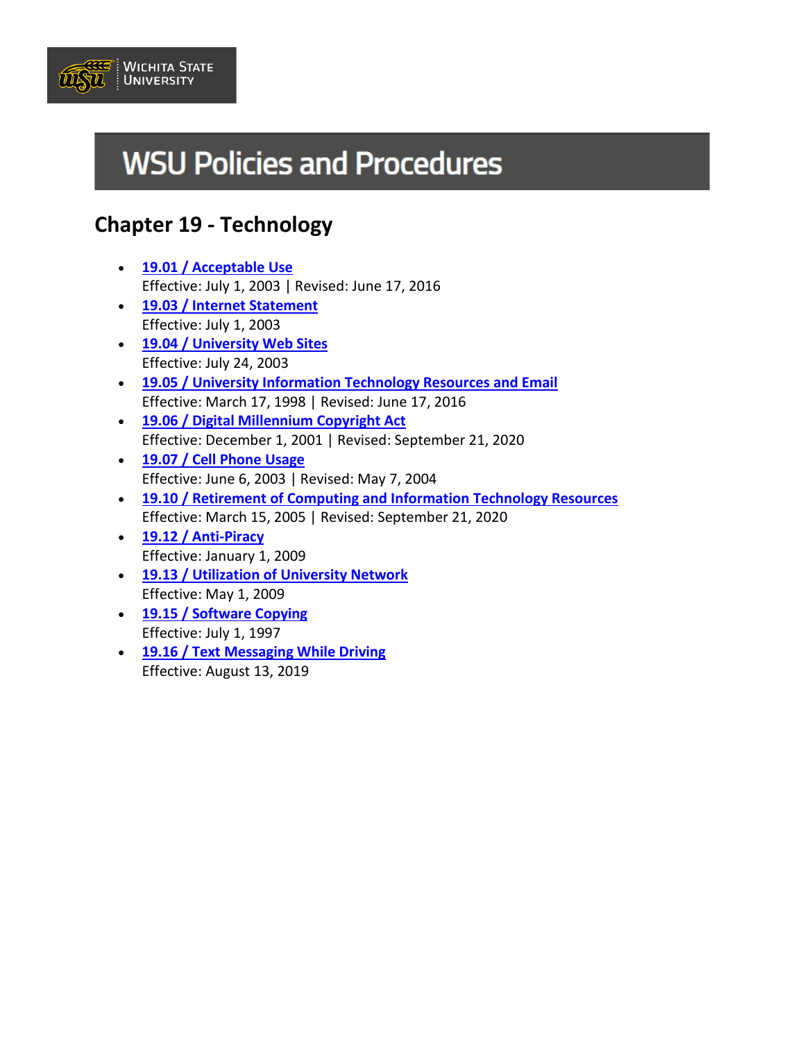# WSU Policies and Procedures

## Chapter 19 - Technology

- **19.01 / Acceptable Use**
  Effective: July 1, 2003 | Revised: June 17, 2016
- **19.03 / Internet Statement**
  Effective: July 1, 2003
- **19.04 / University Web Sites**
  Effective: July 24, 2003
- **19.05 / University Information Technology Resources and Email**
  Effective: March 17, 1998 | Revised: June 17, 2016
- **19.06 / Digital Millennium Copyright Act**
  Effective: December 1, 2001 | Revised: September 21, 2020
- **19.07 / Cell Phone Usage**
  Effective: June 6, 2003 | Revised: May 7, 2004
- **19.10 / Retirement of Computing and Information Technology Resources**
  Effective: March 15, 2005 | Revised: September 21, 2020
- **19.12 / Anti-Piracy**
  Effective: January 1, 2009
- **19.13 / Utilization of University Network**
  Effective: May 1, 2009
- **19.15 / Software Copying**
  Effective: July 1, 1997
- **19.16 / Text Messaging While Driving**
  Effective: August 13, 2019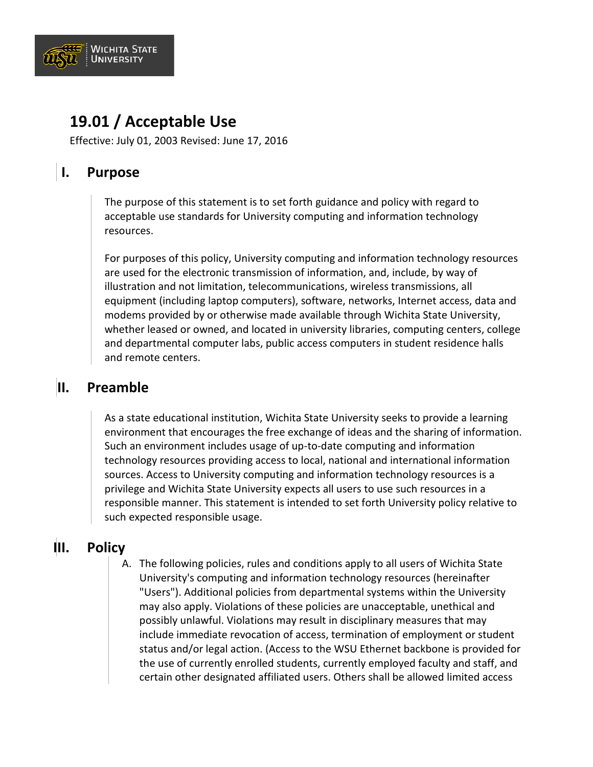# 19.01 / Acceptable Use

Effective: July 01, 2003 Revised: June 17, 2016

## I. Purpose

The purpose of this statement is to set forth guidance and policy with regard to acceptable use standards for University computing and information technology resources.

For purposes of this policy, University computing and information technology resources are used for the electronic transmission of information, and, include, by way of illustration and not limitation, telecommunications, wireless transmissions, all equipment (including laptop computers), software, networks, Internet access, data and modems provided by or otherwise made available through Wichita State University, whether leased or owned, and located in university libraries, computing centers, college and departmental computer labs, public access computers in student residence halls and remote centers.

## II. Preamble

As a state educational institution, Wichita State University seeks to provide a learning environment that encourages the free exchange of ideas and the sharing of information. Such an environment includes usage of up-to-date computing and information technology resources providing access to local, national and international information sources. Access to University computing and information technology resources is a privilege and Wichita State University expects all users to use such resources in a responsible manner. This statement is intended to set forth University policy relative to such expected responsible usage.

## III. Policy

A. The following policies, rules and conditions apply to all users of Wichita State University's computing and information technology resources (hereinafter "Users"). Additional policies from departmental systems within the University may also apply. Violations of these policies are unacceptable, unethical and possibly unlawful. Violations may result in disciplinary measures that may include immediate revocation of access, termination of employment or student status and/or legal action. (Access to the WSU Ethernet backbone is provided for the use of currently enrolled students, currently employed faculty and staff, and certain other designated affiliated users. Others shall be allowed limited access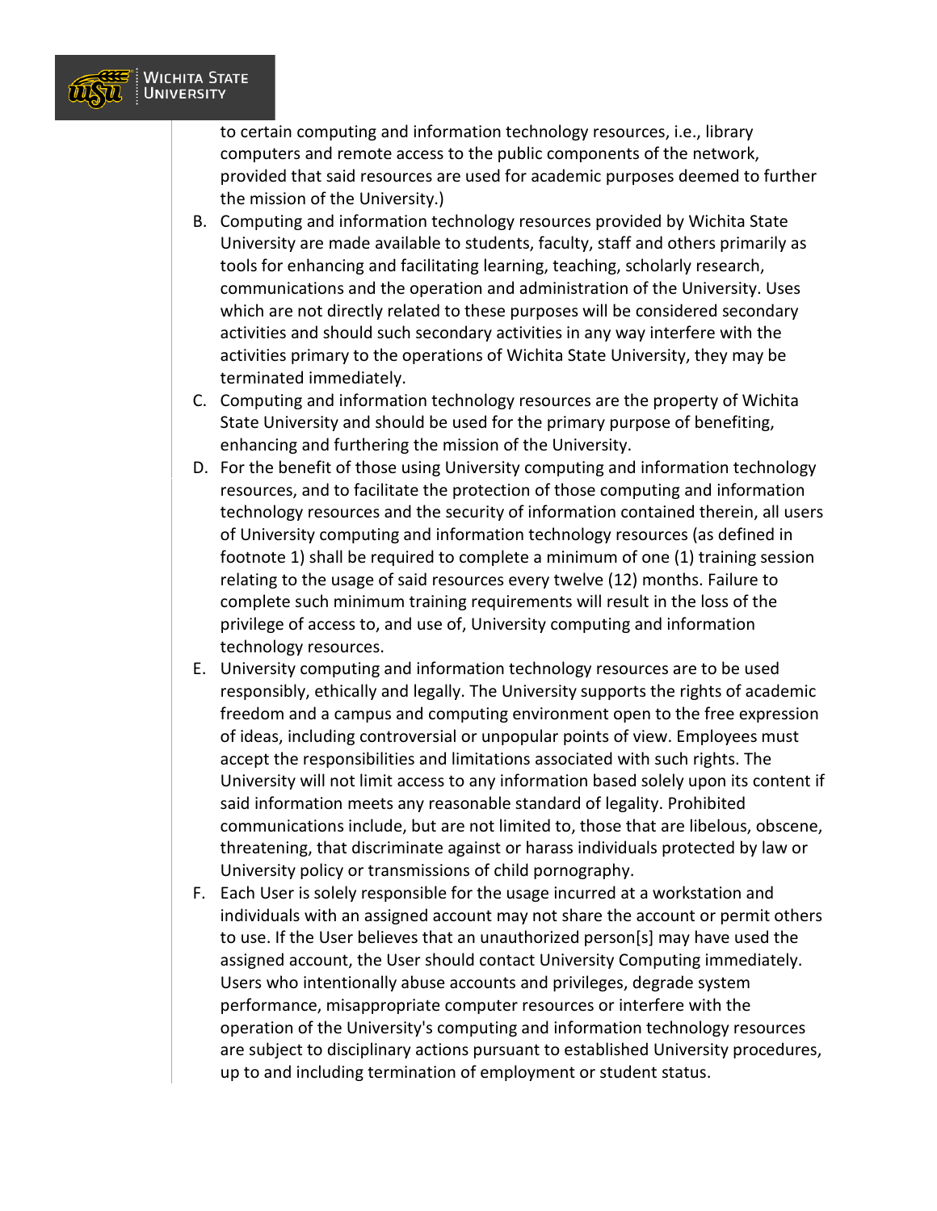to certain computing and information technology resources, i.e., library computers and remote access to the public components of the network, provided that said resources are used for academic purposes deemed to further the mission of the University.)

B. Computing and information technology resources provided by Wichita State University are made available to students, faculty, staff and others primarily as tools for enhancing and facilitating learning, teaching, scholarly research, communications and the operation and administration of the University. Uses which are not directly related to these purposes will be considered secondary activities and should such secondary activities in any way interfere with the activities primary to the operations of Wichita State University, they may be terminated immediately.

C. Computing and information technology resources are the property of Wichita State University and should be used for the primary purpose of benefiting, enhancing and furthering the mission of the University.

D. For the benefit of those using University computing and information technology resources, and to facilitate the protection of those computing and information technology resources and the security of information contained therein, all users of University computing and information technology resources (as defined in footnote 1) shall be required to complete a minimum of one (1) training session relating to the usage of said resources every twelve (12) months. Failure to complete such minimum training requirements will result in the loss of the privilege of access to, and use of, University computing and information technology resources.

E. University computing and information technology resources are to be used responsibly, ethically and legally. The University supports the rights of academic freedom and a campus and computing environment open to the free expression of ideas, including controversial or unpopular points of view. Employees must accept the responsibilities and limitations associated with such rights. The University will not limit access to any information based solely upon its content if said information meets any reasonable standard of legality. Prohibited communications include, but are not limited to, those that are libelous, obscene, threatening, that discriminate against or harass individuals protected by law or University policy or transmissions of child pornography.

F. Each User is solely responsible for the usage incurred at a workstation and individuals with an assigned account may not share the account or permit others to use. If the User believes that an unauthorized person[s] may have used the assigned account, the User should contact University Computing immediately. Users who intentionally abuse accounts and privileges, degrade system performance, misappropriate computer resources or interfere with the operation of the University's computing and information technology resources are subject to disciplinary actions pursuant to established University procedures, up to and including termination of employment or student status.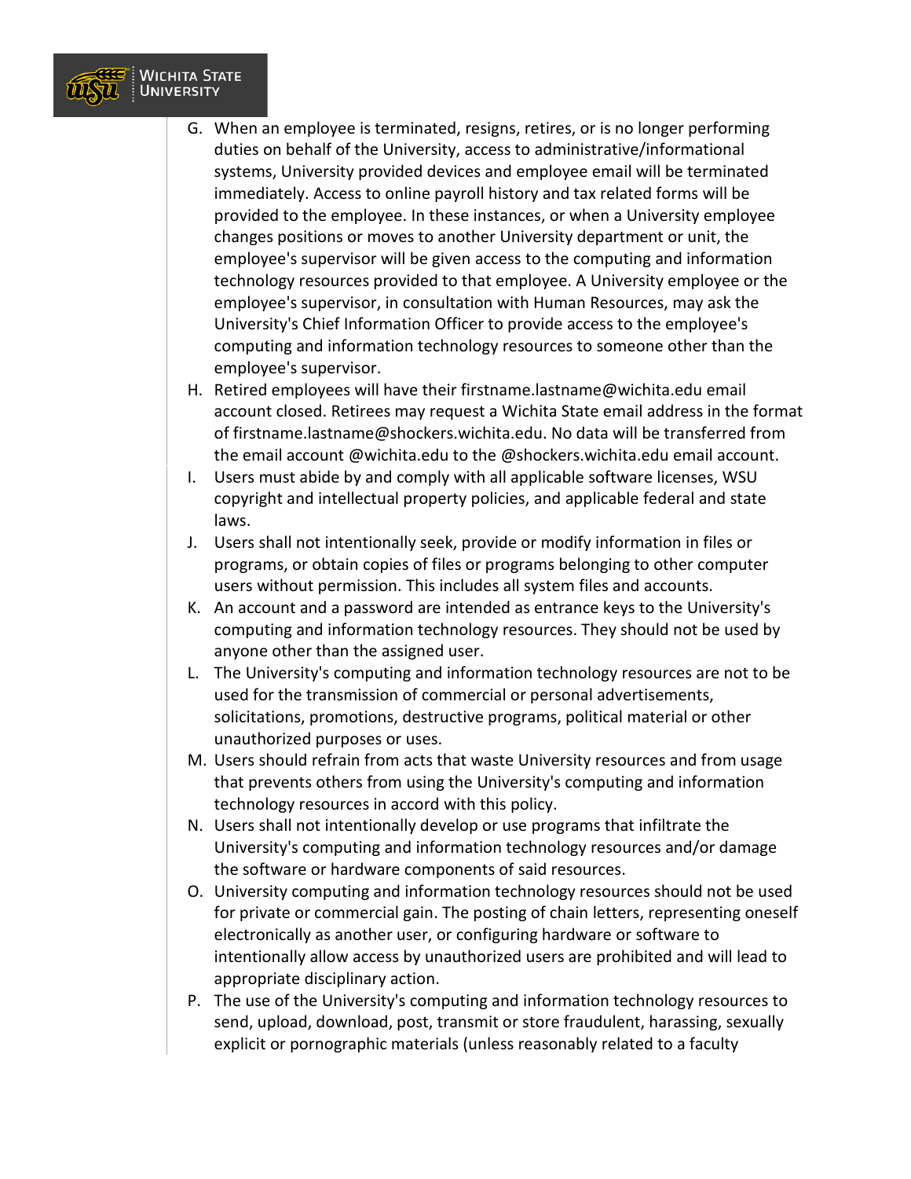G. When an employee is terminated, resigns, retires, or is no longer performing duties on behalf of the University, access to administrative/informational systems, University provided devices and employee email will be terminated immediately. Access to online payroll history and tax related forms will be provided to the employee. In these instances, or when a University employee changes positions or moves to another University department or unit, the employee's supervisor will be given access to the computing and information technology resources provided to that employee. A University employee or the employee's supervisor, in consultation with Human Resources, may ask the University's Chief Information Officer to provide access to the employee's computing and information technology resources to someone other than the employee's supervisor.

H. Retired employees will have their firstname.lastname@wichita.edu email account closed. Retirees may request a Wichita State email address in the format of firstname.lastname@shockers.wichita.edu. No data will be transferred from the email account @wichita.edu to the @shockers.wichita.edu email account.

I. Users must abide by and comply with all applicable software licenses, WSU copyright and intellectual property policies, and applicable federal and state laws.

J. Users shall not intentionally seek, provide or modify information in files or programs, or obtain copies of files or programs belonging to other computer users without permission. This includes all system files and accounts.

K. An account and a password are intended as entrance keys to the University's computing and information technology resources. They should not be used by anyone other than the assigned user.

L. The University's computing and information technology resources are not to be used for the transmission of commercial or personal advertisements, solicitations, promotions, destructive programs, political material or other unauthorized purposes or uses.

M. Users should refrain from acts that waste University resources and from usage that prevents others from using the University's computing and information technology resources in accord with this policy.

N. Users shall not intentionally develop or use programs that infiltrate the University's computing and information technology resources and/or damage the software or hardware components of said resources.

O. University computing and information technology resources should not be used for private or commercial gain. The posting of chain letters, representing oneself electronically as another user, or configuring hardware or software to intentionally allow access by unauthorized users are prohibited and will lead to appropriate disciplinary action.

P. The use of the University's computing and information technology resources to send, upload, download, post, transmit or store fraudulent, harassing, sexually explicit or pornographic materials (unless reasonably related to a faculty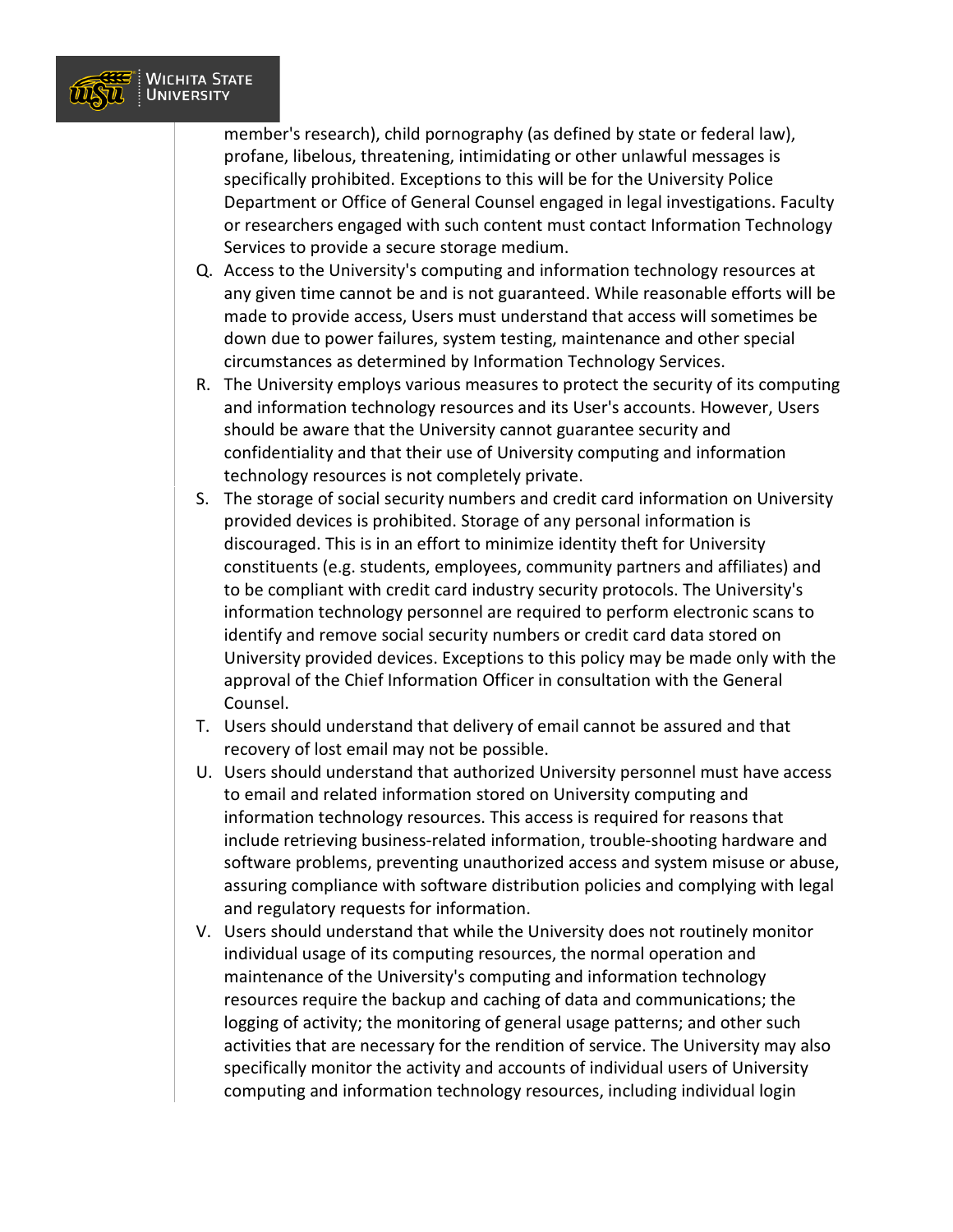member's research), child pornography (as defined by state or federal law), profane, libelous, threatening, intimidating or other unlawful messages is specifically prohibited. Exceptions to this will be for the University Police Department or Office of General Counsel engaged in legal investigations. Faculty or researchers engaged with such content must contact Information Technology Services to provide a secure storage medium.

Q. Access to the University's computing and information technology resources at any given time cannot be and is not guaranteed. While reasonable efforts will be made to provide access, Users must understand that access will sometimes be down due to power failures, system testing, maintenance and other special circumstances as determined by Information Technology Services.

R. The University employs various measures to protect the security of its computing and information technology resources and its User's accounts. However, Users should be aware that the University cannot guarantee security and confidentiality and that their use of University computing and information technology resources is not completely private.

S. The storage of social security numbers and credit card information on University provided devices is prohibited. Storage of any personal information is discouraged. This is in an effort to minimize identity theft for University constituents (e.g. students, employees, community partners and affiliates) and to be compliant with credit card industry security protocols. The University's information technology personnel are required to perform electronic scans to identify and remove social security numbers or credit card data stored on University provided devices. Exceptions to this policy may be made only with the approval of the Chief Information Officer in consultation with the General Counsel.

T. Users should understand that delivery of email cannot be assured and that recovery of lost email may not be possible.

U. Users should understand that authorized University personnel must have access to email and related information stored on University computing and information technology resources. This access is required for reasons that include retrieving business-related information, trouble-shooting hardware and software problems, preventing unauthorized access and system misuse or abuse, assuring compliance with software distribution policies and complying with legal and regulatory requests for information.

V. Users should understand that while the University does not routinely monitor individual usage of its computing resources, the normal operation and maintenance of the University's computing and information technology resources require the backup and caching of data and communications; the logging of activity; the monitoring of general usage patterns; and other such activities that are necessary for the rendition of service. The University may also specifically monitor the activity and accounts of individual users of University computing and information technology resources, including individual login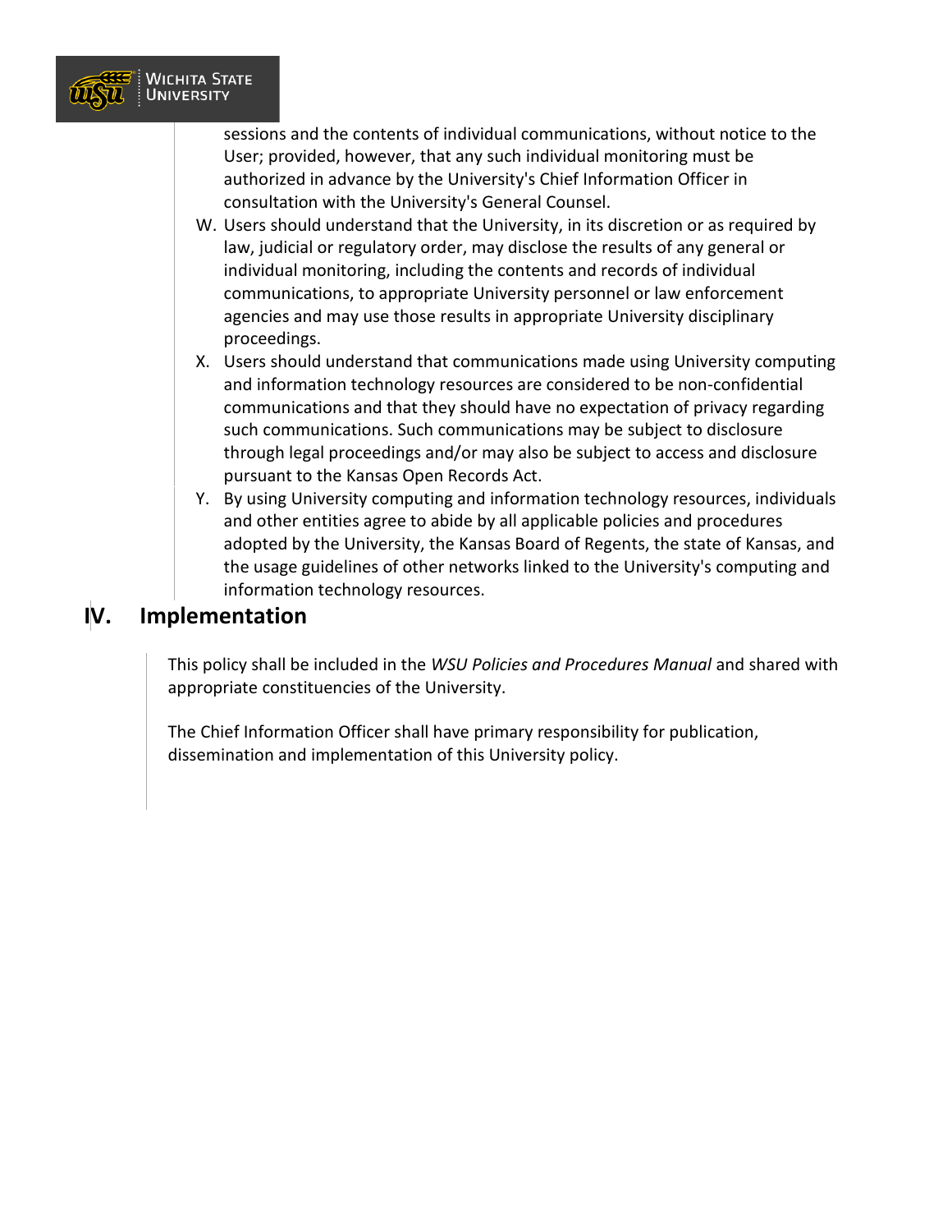sessions and the contents of individual communications, without notice to the User; provided, however, that any such individual monitoring must be authorized in advance by the University's Chief Information Officer in consultation with the University's General Counsel.

W. Users should understand that the University, in its discretion or as required by law, judicial or regulatory order, may disclose the results of any general or individual monitoring, including the contents and records of individual communications, to appropriate University personnel or law enforcement agencies and may use those results in appropriate University disciplinary proceedings.

X. Users should understand that communications made using University computing and information technology resources are considered to be non-confidential communications and that they should have no expectation of privacy regarding such communications. Such communications may be subject to disclosure through legal proceedings and/or may also be subject to access and disclosure pursuant to the Kansas Open Records Act.

Y. By using University computing and information technology resources, individuals and other entities agree to abide by all applicable policies and procedures adopted by the University, the Kansas Board of Regents, the state of Kansas, and the usage guidelines of other networks linked to the University's computing and information technology resources.

## IV. Implementation

This policy shall be included in the *WSU Policies and Procedures Manual* and shared with appropriate constituencies of the University.

The Chief Information Officer shall have primary responsibility for publication, dissemination and implementation of this University policy.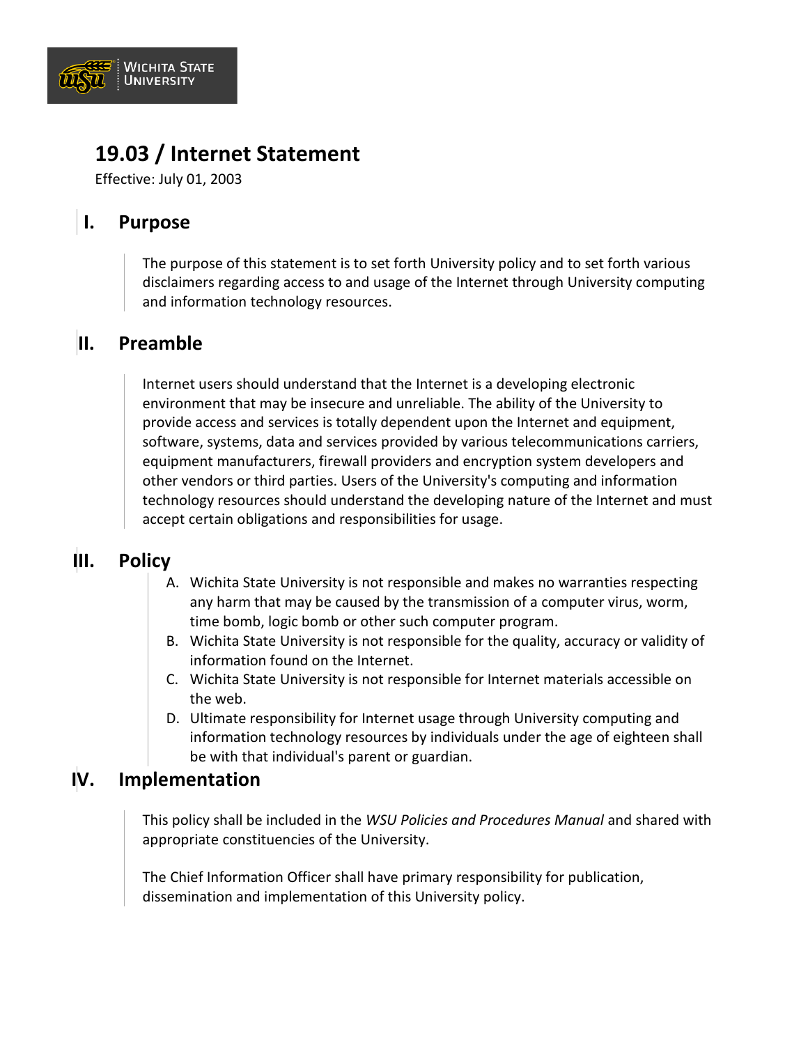# 19.03 / Internet Statement

Effective: July 01, 2003

## I. Purpose

The purpose of this statement is to set forth University policy and to set forth various disclaimers regarding access to and usage of the Internet through University computing and information technology resources.

## II. Preamble

Internet users should understand that the Internet is a developing electronic environment that may be insecure and unreliable. The ability of the University to provide access and services is totally dependent upon the Internet and equipment, software, systems, data and services provided by various telecommunications carriers, equipment manufacturers, firewall providers and encryption system developers and other vendors or third parties. Users of the University's computing and information technology resources should understand the developing nature of the Internet and must accept certain obligations and responsibilities for usage.

## III. Policy

A. Wichita State University is not responsible and makes no warranties respecting any harm that may be caused by the transmission of a computer virus, worm, time bomb, logic bomb or other such computer program.

B. Wichita State University is not responsible for the quality, accuracy or validity of information found on the Internet.

C. Wichita State University is not responsible for Internet materials accessible on the web.

D. Ultimate responsibility for Internet usage through University computing and information technology resources by individuals under the age of eighteen shall be with that individual's parent or guardian.

## IV. Implementation

This policy shall be included in the *WSU Policies and Procedures Manual* and shared with appropriate constituencies of the University.

The Chief Information Officer shall have primary responsibility for publication, dissemination and implementation of this University policy.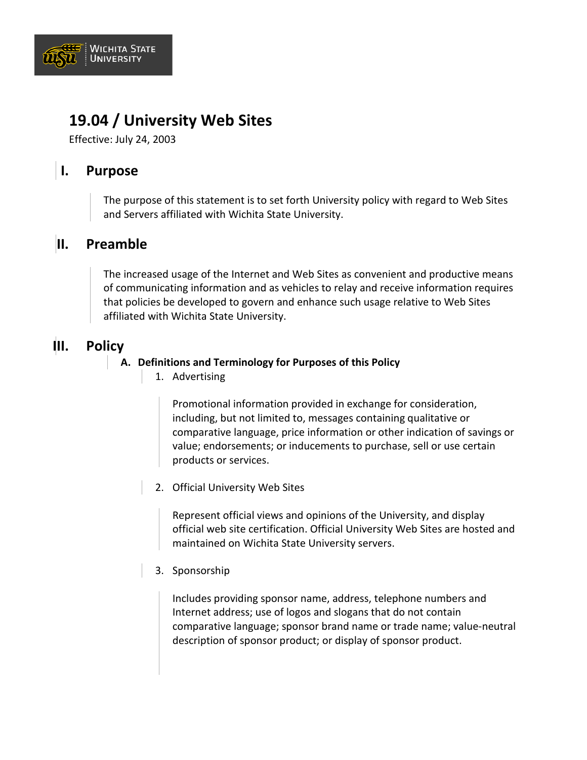# 19.04 / University Web Sites

Effective: July 24, 2003

## I. Purpose

The purpose of this statement is to set forth University policy with regard to Web Sites and Servers affiliated with Wichita State University.

## II. Preamble

The increased usage of the Internet and Web Sites as convenient and productive means of communicating information and as vehicles to relay and receive information requires that policies be developed to govern and enhance such usage relative to Web Sites affiliated with Wichita State University.

## III. Policy

### A. Definitions and Terminology for Purposes of this Policy

1. Advertising

   Promotional information provided in exchange for consideration, including, but not limited to, messages containing qualitative or comparative language, price information or other indication of savings or value; endorsements; or inducements to purchase, sell or use certain products or services.

2. Official University Web Sites

   Represent official views and opinions of the University, and display official web site certification. Official University Web Sites are hosted and maintained on Wichita State University servers.

3. Sponsorship

   Includes providing sponsor name, address, telephone numbers and Internet address; use of logos and slogans that do not contain comparative language; sponsor brand name or trade name; value-neutral description of sponsor product; or display of sponsor product.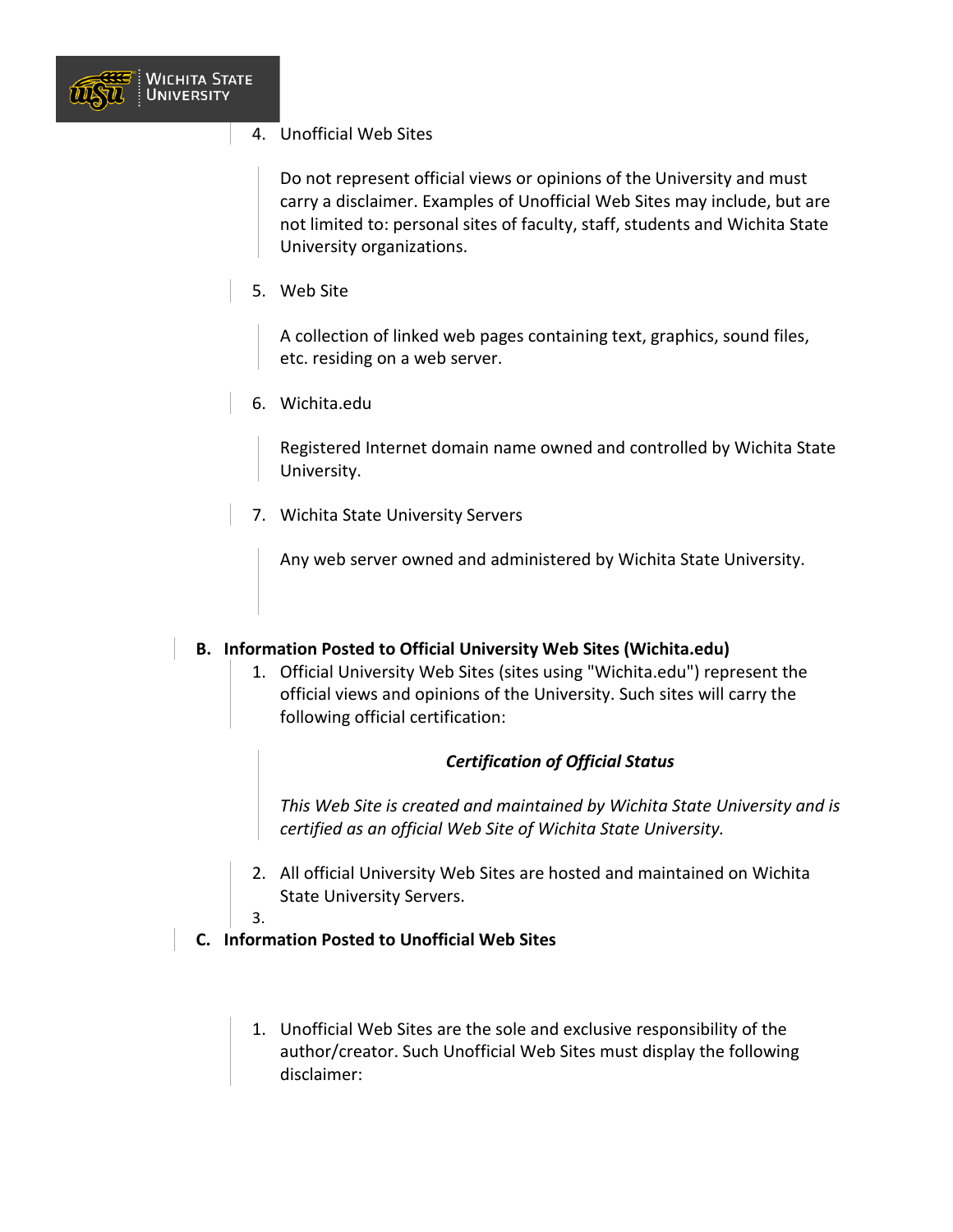4. Unofficial Web Sites

   Do not represent official views or opinions of the University and must carry a disclaimer. Examples of Unofficial Web Sites may include, but are not limited to: personal sites of faculty, staff, students and Wichita State University organizations.

5. Web Site

   A collection of linked web pages containing text, graphics, sound files, etc. residing on a web server.

6. Wichita.edu

   Registered Internet domain name owned and controlled by Wichita State University.

7. Wichita State University Servers

   Any web server owned and administered by Wichita State University.

**B. Information Posted to Official University Web Sites (Wichita.edu)**

1. Official University Web Sites (sites using "Wichita.edu") represent the official views and opinions of the University. Such sites will carry the following official certification:

   ***Certification of Official Status***

   *This Web Site is created and maintained by Wichita State University and is certified as an official Web Site of Wichita State University.*

2. All official University Web Sites are hosted and maintained on Wichita State University Servers.
3.

**C. Information Posted to Unofficial Web Sites**

1. Unofficial Web Sites are the sole and exclusive responsibility of the author/creator. Such Unofficial Web Sites must display the following disclaimer: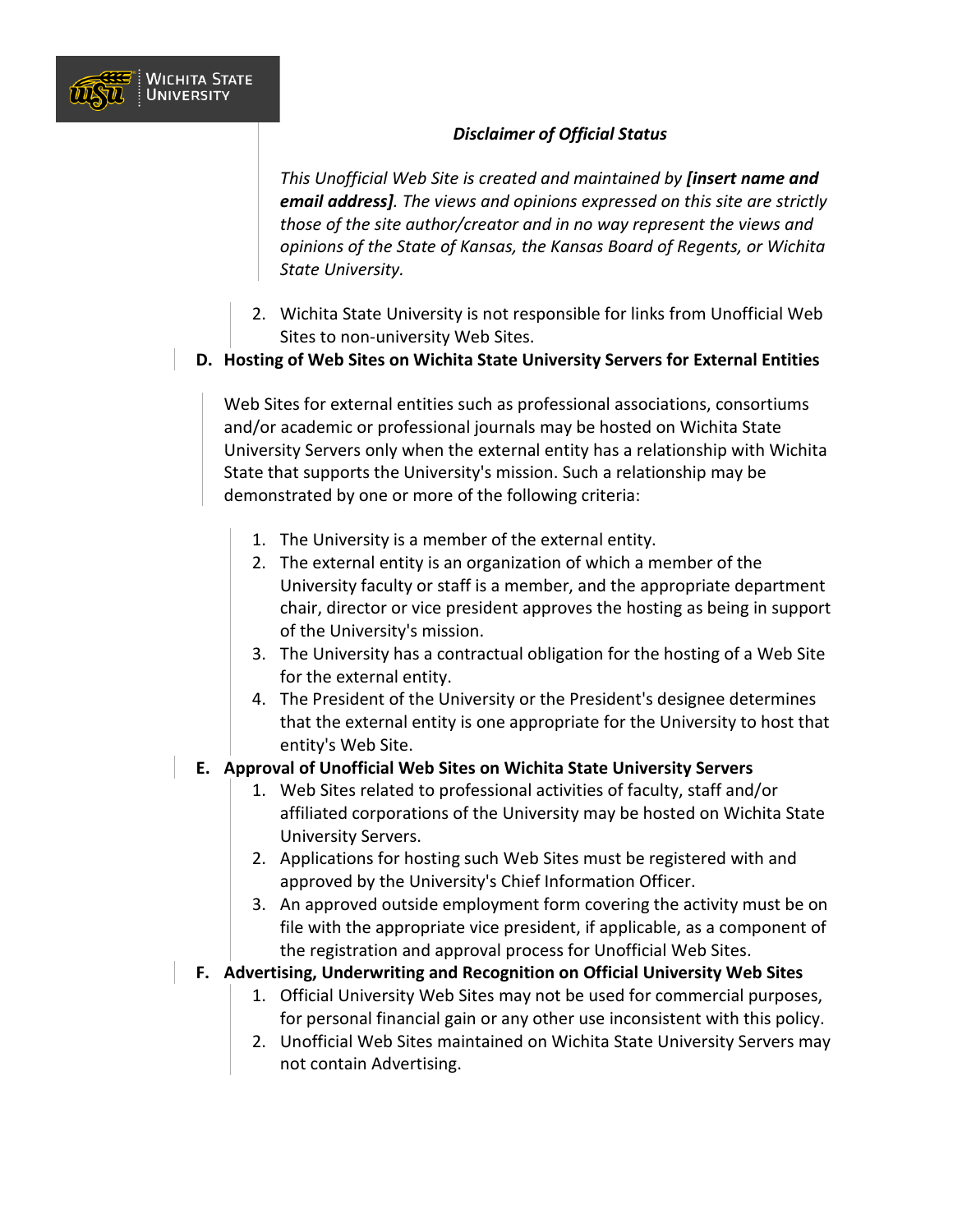***Disclaimer of Official Status***

*This Unofficial Web Site is created and maintained by **[insert name and email address]**. The views and opinions expressed on this site are strictly those of the site author/creator and in no way represent the views and opinions of the State of Kansas, the Kansas Board of Regents, or Wichita State University.*

2. Wichita State University is not responsible for links from Unofficial Web Sites to non-university Web Sites.

**D. Hosting of Web Sites on Wichita State University Servers for External Entities**

Web Sites for external entities such as professional associations, consortiums and/or academic or professional journals may be hosted on Wichita State University Servers only when the external entity has a relationship with Wichita State that supports the University's mission. Such a relationship may be demonstrated by one or more of the following criteria:

1. The University is a member of the external entity.
2. The external entity is an organization of which a member of the University faculty or staff is a member, and the appropriate department chair, director or vice president approves the hosting as being in support of the University's mission.
3. The University has a contractual obligation for the hosting of a Web Site for the external entity.
4. The President of the University or the President's designee determines that the external entity is one appropriate for the University to host that entity's Web Site.

**E. Approval of Unofficial Web Sites on Wichita State University Servers**

1. Web Sites related to professional activities of faculty, staff and/or affiliated corporations of the University may be hosted on Wichita State University Servers.
2. Applications for hosting such Web Sites must be registered with and approved by the University's Chief Information Officer.
3. An approved outside employment form covering the activity must be on file with the appropriate vice president, if applicable, as a component of the registration and approval process for Unofficial Web Sites.

**F. Advertising, Underwriting and Recognition on Official University Web Sites**

1. Official University Web Sites may not be used for commercial purposes, for personal financial gain or any other use inconsistent with this policy.
2. Unofficial Web Sites maintained on Wichita State University Servers may not contain Advertising.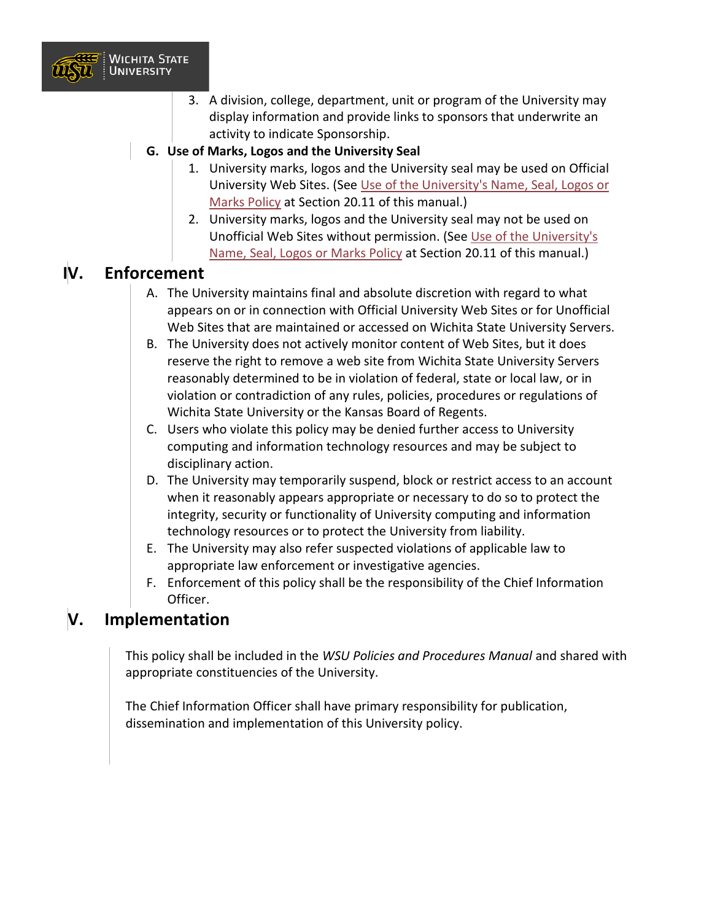3. A division, college, department, unit or program of the University may display information and provide links to sponsors that underwrite an activity to indicate Sponsorship.

**G. Use of Marks, Logos and the University Seal**

1. University marks, logos and the University seal may be used on Official University Web Sites. (See Use of the University's Name, Seal, Logos or Marks Policy at Section 20.11 of this manual.)
2. University marks, logos and the University seal may not be used on Unofficial Web Sites without permission. (See Use of the University's Name, Seal, Logos or Marks Policy at Section 20.11 of this manual.)

## IV. Enforcement

A. The University maintains final and absolute discretion with regard to what appears on or in connection with Official University Web Sites or for Unofficial Web Sites that are maintained or accessed on Wichita State University Servers.

B. The University does not actively monitor content of Web Sites, but it does reserve the right to remove a web site from Wichita State University Servers reasonably determined to be in violation of federal, state or local law, or in violation or contradiction of any rules, policies, procedures or regulations of Wichita State University or the Kansas Board of Regents.

C. Users who violate this policy may be denied further access to University computing and information technology resources and may be subject to disciplinary action.

D. The University may temporarily suspend, block or restrict access to an account when it reasonably appears appropriate or necessary to do so to protect the integrity, security or functionality of University computing and information technology resources or to protect the University from liability.

E. The University may also refer suspected violations of applicable law to appropriate law enforcement or investigative agencies.

F. Enforcement of this policy shall be the responsibility of the Chief Information Officer.

## V. Implementation

This policy shall be included in the *WSU Policies and Procedures Manual* and shared with appropriate constituencies of the University.

The Chief Information Officer shall have primary responsibility for publication, dissemination and implementation of this University policy.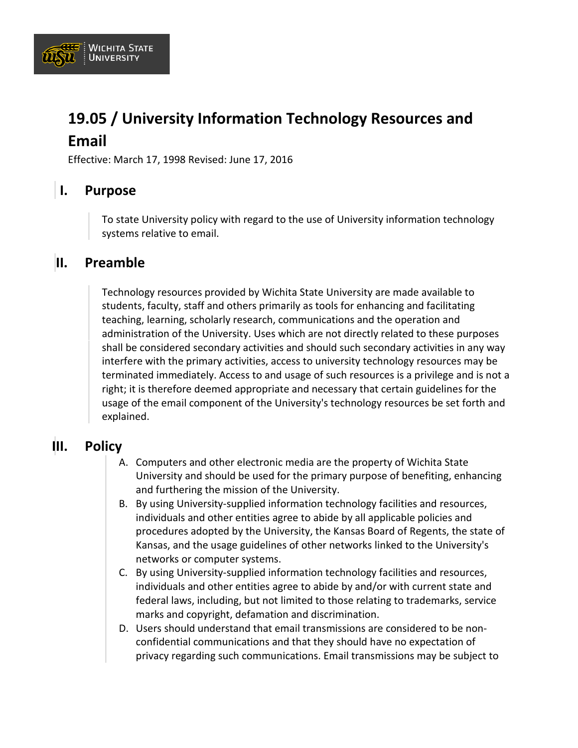# 19.05 / University Information Technology Resources and Email

Effective: March 17, 1998 Revised: June 17, 2016

## I. Purpose

To state University policy with regard to the use of University information technology systems relative to email.

## II. Preamble

Technology resources provided by Wichita State University are made available to students, faculty, staff and others primarily as tools for enhancing and facilitating teaching, learning, scholarly research, communications and the operation and administration of the University. Uses which are not directly related to these purposes shall be considered secondary activities and should such secondary activities in any way interfere with the primary activities, access to university technology resources may be terminated immediately. Access to and usage of such resources is a privilege and is not a right; it is therefore deemed appropriate and necessary that certain guidelines for the usage of the email component of the University's technology resources be set forth and explained.

## III. Policy

A. Computers and other electronic media are the property of Wichita State University and should be used for the primary purpose of benefiting, enhancing and furthering the mission of the University.

B. By using University-supplied information technology facilities and resources, individuals and other entities agree to abide by all applicable policies and procedures adopted by the University, the Kansas Board of Regents, the state of Kansas, and the usage guidelines of other networks linked to the University's networks or computer systems.

C. By using University-supplied information technology facilities and resources, individuals and other entities agree to abide by and/or with current state and federal laws, including, but not limited to those relating to trademarks, service marks and copyright, defamation and discrimination.

D. Users should understand that email transmissions are considered to be non-confidential communications and that they should have no expectation of privacy regarding such communications. Email transmissions may be subject to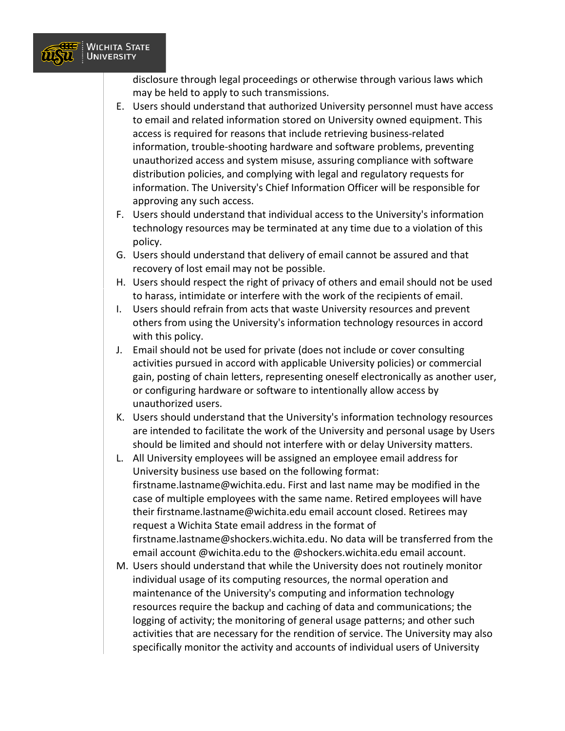disclosure through legal proceedings or otherwise through various laws which may be held to apply to such transmissions.

E. Users should understand that authorized University personnel must have access to email and related information stored on University owned equipment. This access is required for reasons that include retrieving business-related information, trouble-shooting hardware and software problems, preventing unauthorized access and system misuse, assuring compliance with software distribution policies, and complying with legal and regulatory requests for information. The University's Chief Information Officer will be responsible for approving any such access.
F. Users should understand that individual access to the University's information technology resources may be terminated at any time due to a violation of this policy.
G. Users should understand that delivery of email cannot be assured and that recovery of lost email may not be possible.
H. Users should respect the right of privacy of others and email should not be used to harass, intimidate or interfere with the work of the recipients of email.
I. Users should refrain from acts that waste University resources and prevent others from using the University's information technology resources in accord with this policy.
J. Email should not be used for private (does not include or cover consulting activities pursued in accord with applicable University policies) or commercial gain, posting of chain letters, representing oneself electronically as another user, or configuring hardware or software to intentionally allow access by unauthorized users.
K. Users should understand that the University's information technology resources are intended to facilitate the work of the University and personal usage by Users should be limited and should not interfere with or delay University matters.
L. All University employees will be assigned an employee email address for University business use based on the following format: firstname.lastname@wichita.edu. First and last name may be modified in the case of multiple employees with the same name. Retired employees will have their firstname.lastname@wichita.edu email account closed. Retirees may request a Wichita State email address in the format of firstname.lastname@shockers.wichita.edu. No data will be transferred from the email account @wichita.edu to the @shockers.wichita.edu email account.
M. Users should understand that while the University does not routinely monitor individual usage of its computing resources, the normal operation and maintenance of the University's computing and information technology resources require the backup and caching of data and communications; the logging of activity; the monitoring of general usage patterns; and other such activities that are necessary for the rendition of service. The University may also specifically monitor the activity and accounts of individual users of University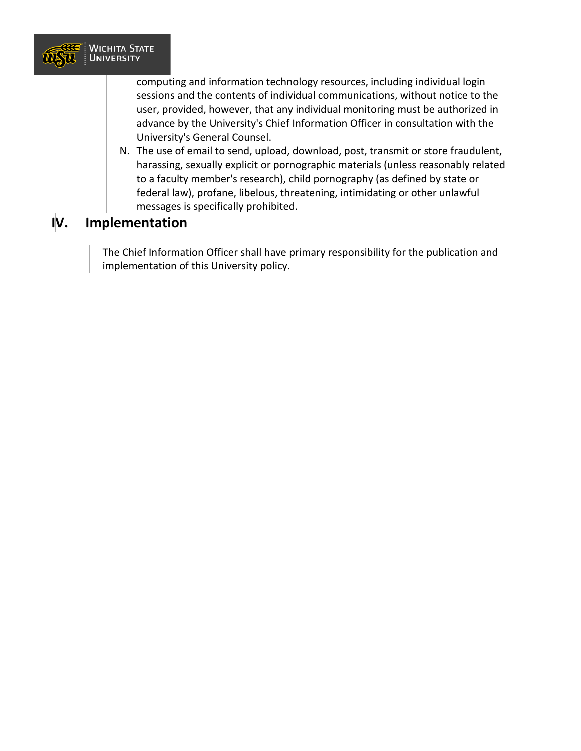computing and information technology resources, including individual login sessions and the contents of individual communications, without notice to the user, provided, however, that any individual monitoring must be authorized in advance by the University's Chief Information Officer in consultation with the University's General Counsel.

N. The use of email to send, upload, download, post, transmit or store fraudulent, harassing, sexually explicit or pornographic materials (unless reasonably related to a faculty member's research), child pornography (as defined by state or federal law), profane, libelous, threatening, intimidating or other unlawful messages is specifically prohibited.

## IV. Implementation

The Chief Information Officer shall have primary responsibility for the publication and implementation of this University policy.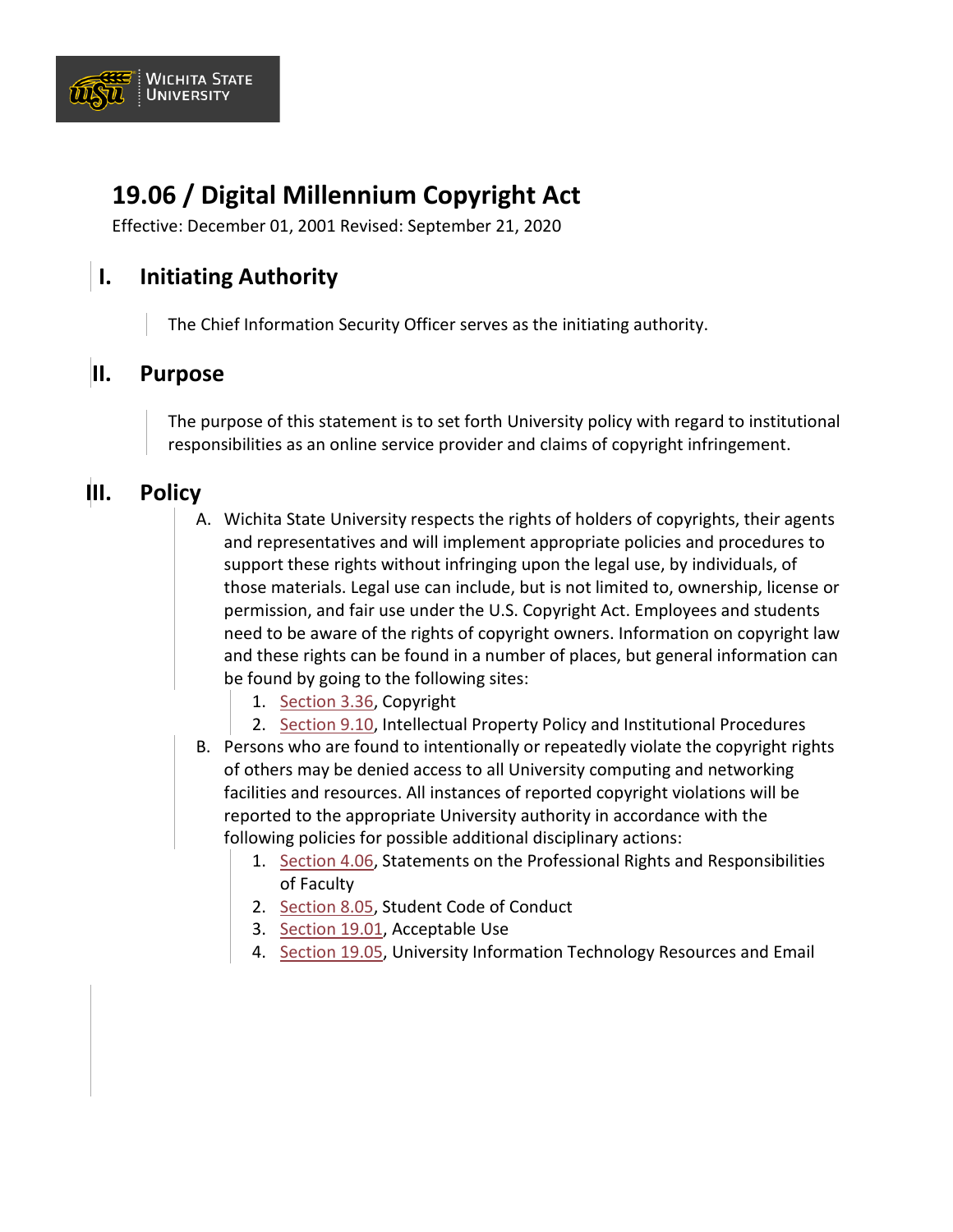# 19.06 / Digital Millennium Copyright Act

Effective: December 01, 2001 Revised: September 21, 2020

## I. Initiating Authority

The Chief Information Security Officer serves as the initiating authority.

## II. Purpose

The purpose of this statement is to set forth University policy with regard to institutional responsibilities as an online service provider and claims of copyright infringement.

## III. Policy

A. Wichita State University respects the rights of holders of copyrights, their agents and representatives and will implement appropriate policies and procedures to support these rights without infringing upon the legal use, by individuals, of those materials. Legal use can include, but is not limited to, ownership, license or permission, and fair use under the U.S. Copyright Act. Employees and students need to be aware of the rights of copyright owners. Information on copyright law and these rights can be found in a number of places, but general information can be found by going to the following sites:

   1. Section 3.36, Copyright
   2. Section 9.10, Intellectual Property Policy and Institutional Procedures

B. Persons who are found to intentionally or repeatedly violate the copyright rights of others may be denied access to all University computing and networking facilities and resources. All instances of reported copyright violations will be reported to the appropriate University authority in accordance with the following policies for possible additional disciplinary actions:

   1. Section 4.06, Statements on the Professional Rights and Responsibilities of Faculty
   2. Section 8.05, Student Code of Conduct
   3. Section 19.01, Acceptable Use
   4. Section 19.05, University Information Technology Resources and Email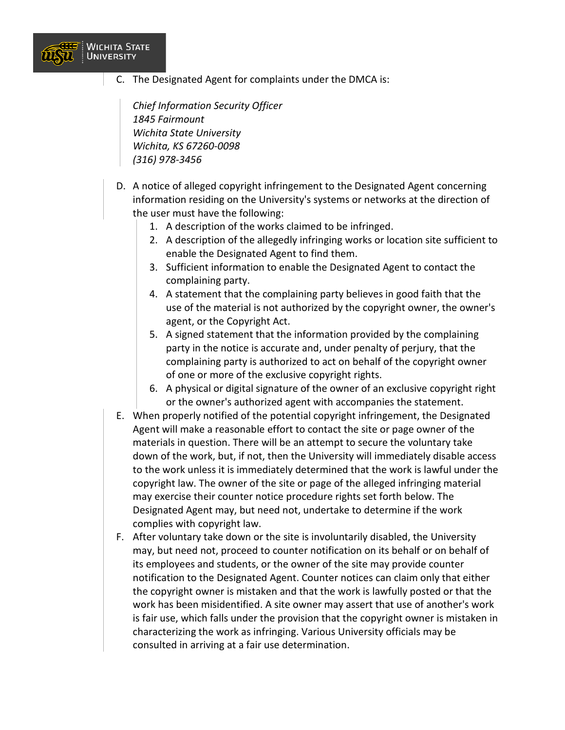C. The Designated Agent for complaints under the DMCA is:

> *Chief Information Security Officer*
> *1845 Fairmount*
> *Wichita State University*
> *Wichita, KS 67260-0098*
> *(316) 978-3456*

D. A notice of alleged copyright infringement to the Designated Agent concerning information residing on the University's systems or networks at the direction of the user must have the following:
   1. A description of the works claimed to be infringed.
   2. A description of the allegedly infringing works or location site sufficient to enable the Designated Agent to find them.
   3. Sufficient information to enable the Designated Agent to contact the complaining party.
   4. A statement that the complaining party believes in good faith that the use of the material is not authorized by the copyright owner, the owner's agent, or the Copyright Act.
   5. A signed statement that the information provided by the complaining party in the notice is accurate and, under penalty of perjury, that the complaining party is authorized to act on behalf of the copyright owner of one or more of the exclusive copyright rights.
   6. A physical or digital signature of the owner of an exclusive copyright right or the owner's authorized agent with accompanies the statement.

E. When properly notified of the potential copyright infringement, the Designated Agent will make a reasonable effort to contact the site or page owner of the materials in question. There will be an attempt to secure the voluntary take down of the work, but, if not, then the University will immediately disable access to the work unless it is immediately determined that the work is lawful under the copyright law. The owner of the site or page of the alleged infringing material may exercise their counter notice procedure rights set forth below. The Designated Agent may, but need not, undertake to determine if the work complies with copyright law.

F. After voluntary take down or the site is involuntarily disabled, the University may, but need not, proceed to counter notification on its behalf or on behalf of its employees and students, or the owner of the site may provide counter notification to the Designated Agent. Counter notices can claim only that either the copyright owner is mistaken and that the work is lawfully posted or that the work has been misidentified. A site owner may assert that use of another's work is fair use, which falls under the provision that the copyright owner is mistaken in characterizing the work as infringing. Various University officials may be consulted in arriving at a fair use determination.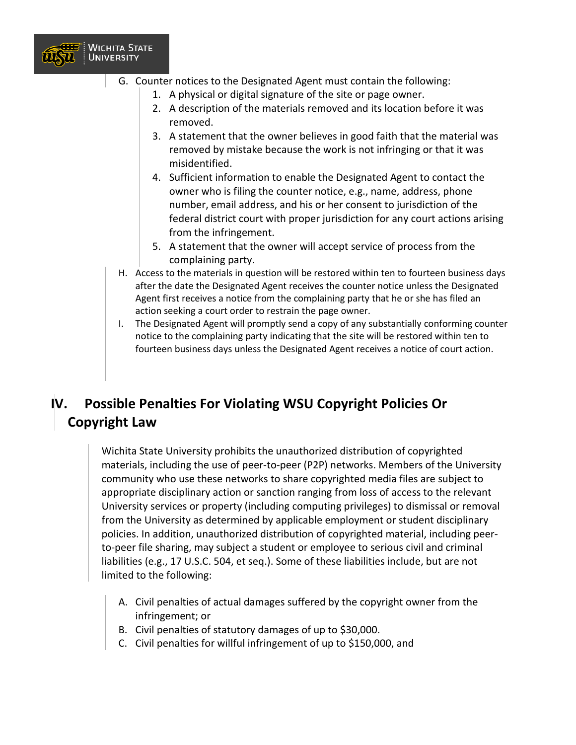G. Counter notices to the Designated Agent must contain the following:
   1. A physical or digital signature of the site or page owner.
   2. A description of the materials removed and its location before it was removed.
   3. A statement that the owner believes in good faith that the material was removed by mistake because the work is not infringing or that it was misidentified.
   4. Sufficient information to enable the Designated Agent to contact the owner who is filing the counter notice, e.g., name, address, phone number, email address, and his or her consent to jurisdiction of the federal district court with proper jurisdiction for any court actions arising from the infringement.
   5. A statement that the owner will accept service of process from the complaining party.

H. Access to the materials in question will be restored within ten to fourteen business days after the date the Designated Agent receives the counter notice unless the Designated Agent first receives a notice from the complaining party that he or she has filed an action seeking a court order to restrain the page owner.

I. The Designated Agent will promptly send a copy of any substantially conforming counter notice to the complaining party indicating that the site will be restored within ten to fourteen business days unless the Designated Agent receives a notice of court action.

## IV. Possible Penalties For Violating WSU Copyright Policies Or Copyright Law

Wichita State University prohibits the unauthorized distribution of copyrighted materials, including the use of peer-to-peer (P2P) networks. Members of the University community who use these networks to share copyrighted media files are subject to appropriate disciplinary action or sanction ranging from loss of access to the relevant University services or property (including computing privileges) to dismissal or removal from the University as determined by applicable employment or student disciplinary policies. In addition, unauthorized distribution of copyrighted material, including peer-to-peer file sharing, may subject a student or employee to serious civil and criminal liabilities (e.g., 17 U.S.C. 504, et seq.). Some of these liabilities include, but are not limited to the following:

A. Civil penalties of actual damages suffered by the copyright owner from the infringement; or

B. Civil penalties of statutory damages of up to $30,000.

C. Civil penalties for willful infringement of up to $150,000, and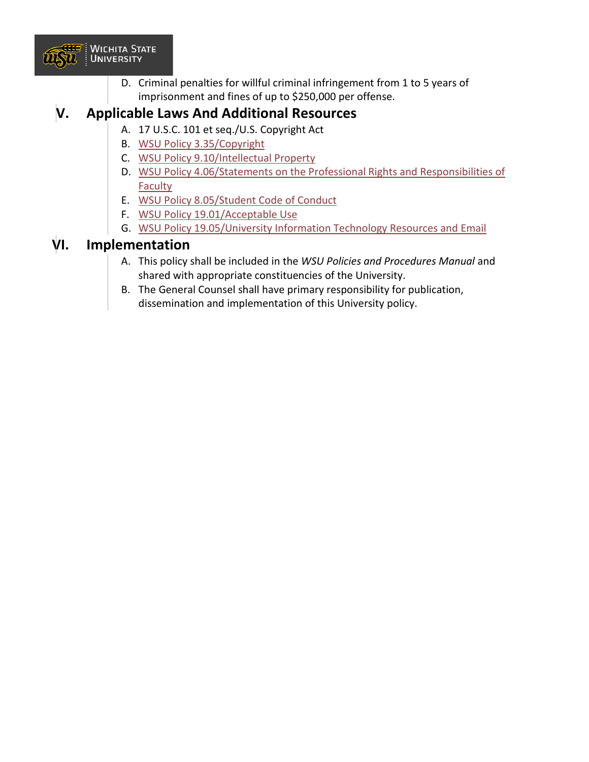D. Criminal penalties for willful criminal infringement from 1 to 5 years of imprisonment and fines of up to $250,000 per offense.

## V. Applicable Laws And Additional Resources

A. 17 U.S.C. 101 et seq./U.S. Copyright Act
B. WSU Policy 3.35/Copyright
C. WSU Policy 9.10/Intellectual Property
D. WSU Policy 4.06/Statements on the Professional Rights and Responsibilities of Faculty
E. WSU Policy 8.05/Student Code of Conduct
F. WSU Policy 19.01/Acceptable Use
G. WSU Policy 19.05/University Information Technology Resources and Email

## VI. Implementation

A. This policy shall be included in the *WSU Policies and Procedures Manual* and shared with appropriate constituencies of the University.
B. The General Counsel shall have primary responsibility for publication, dissemination and implementation of this University policy.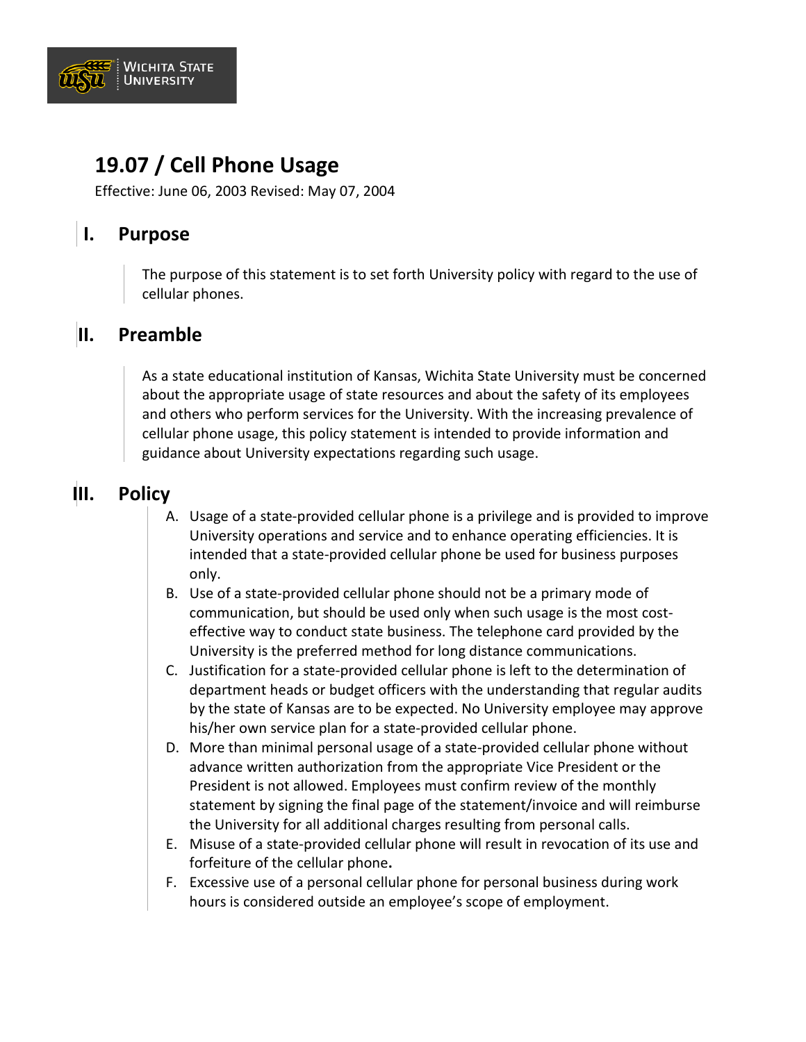# 19.07 / Cell Phone Usage

Effective: June 06, 2003 Revised: May 07, 2004

## I. Purpose

The purpose of this statement is to set forth University policy with regard to the use of cellular phones.

## II. Preamble

As a state educational institution of Kansas, Wichita State University must be concerned about the appropriate usage of state resources and about the safety of its employees and others who perform services for the University. With the increasing prevalence of cellular phone usage, this policy statement is intended to provide information and guidance about University expectations regarding such usage.

## III. Policy

A. Usage of a state-provided cellular phone is a privilege and is provided to improve University operations and service and to enhance operating efficiencies. It is intended that a state-provided cellular phone be used for business purposes only.

B. Use of a state-provided cellular phone should not be a primary mode of communication, but should be used only when such usage is the most cost-effective way to conduct state business. The telephone card provided by the University is the preferred method for long distance communications.

C. Justification for a state-provided cellular phone is left to the determination of department heads or budget officers with the understanding that regular audits by the state of Kansas are to be expected. No University employee may approve his/her own service plan for a state-provided cellular phone.

D. More than minimal personal usage of a state-provided cellular phone without advance written authorization from the appropriate Vice President or the President is not allowed. Employees must confirm review of the monthly statement by signing the final page of the statement/invoice and will reimburse the University for all additional charges resulting from personal calls.

E. Misuse of a state-provided cellular phone will result in revocation of its use and forfeiture of the cellular phone.

F. Excessive use of a personal cellular phone for personal business during work hours is considered outside an employee's scope of employment.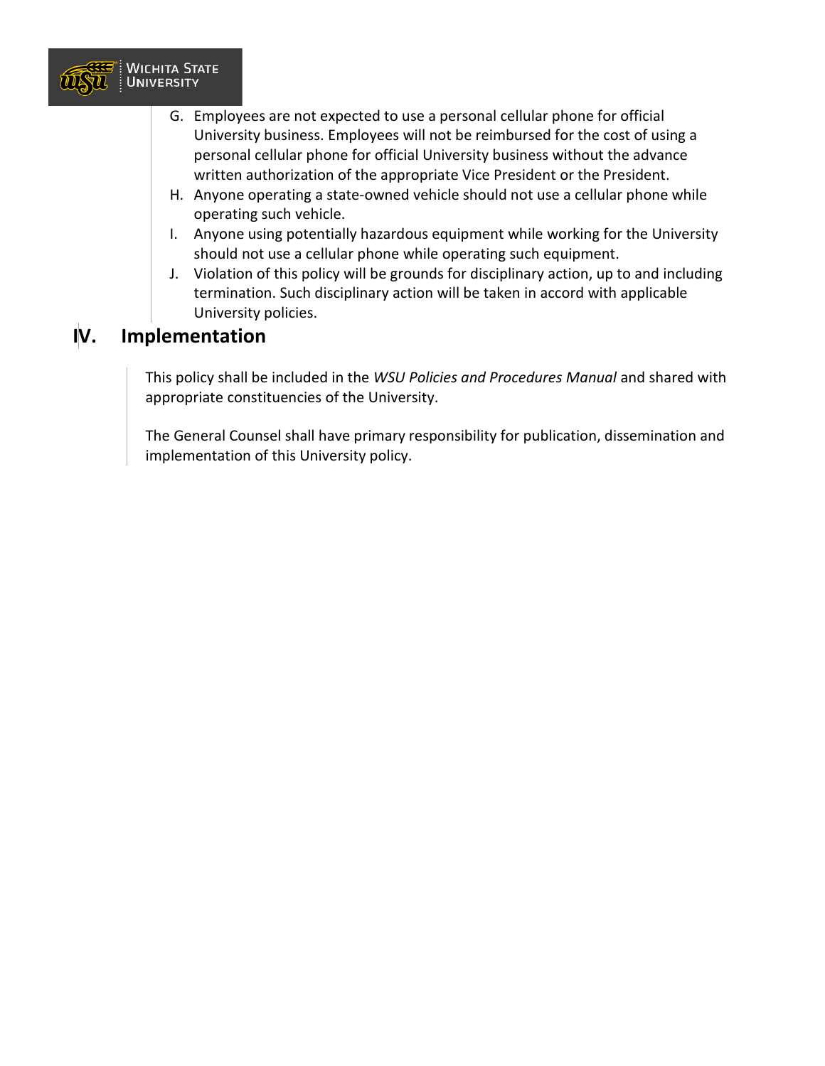G. Employees are not expected to use a personal cellular phone for official University business. Employees will not be reimbursed for the cost of using a personal cellular phone for official University business without the advance written authorization of the appropriate Vice President or the President.
H. Anyone operating a state-owned vehicle should not use a cellular phone while operating such vehicle.
I. Anyone using potentially hazardous equipment while working for the University should not use a cellular phone while operating such equipment.
J. Violation of this policy will be grounds for disciplinary action, up to and including termination. Such disciplinary action will be taken in accord with applicable University policies.

## IV. Implementation

This policy shall be included in the *WSU Policies and Procedures Manual* and shared with appropriate constituencies of the University.

The General Counsel shall have primary responsibility for publication, dissemination and implementation of this University policy.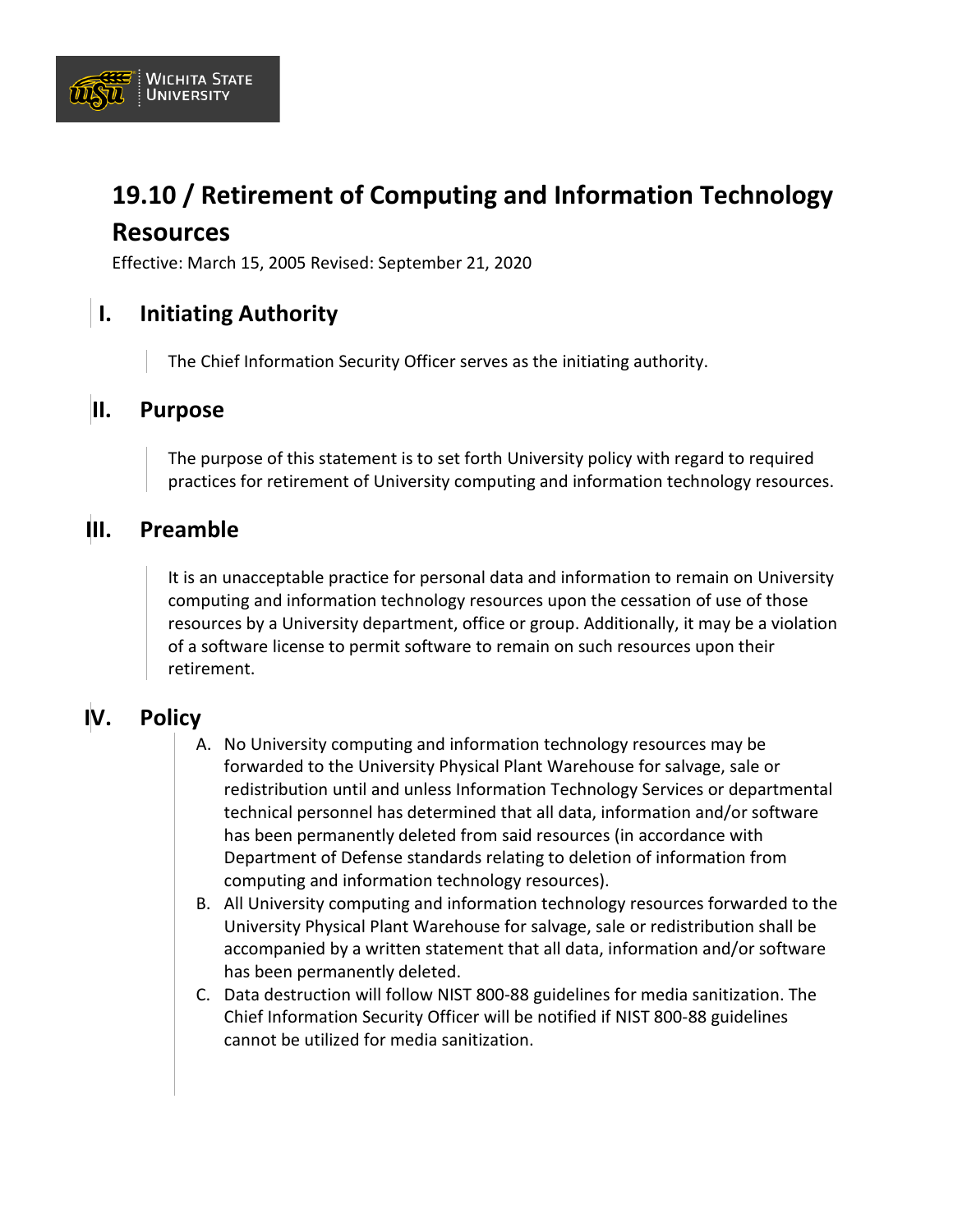# 19.10 / Retirement of Computing and Information Technology Resources

Effective: March 15, 2005 Revised: September 21, 2020

## I. Initiating Authority

The Chief Information Security Officer serves as the initiating authority.

## II. Purpose

The purpose of this statement is to set forth University policy with regard to required practices for retirement of University computing and information technology resources.

## III. Preamble

It is an unacceptable practice for personal data and information to remain on University computing and information technology resources upon the cessation of use of those resources by a University department, office or group. Additionally, it may be a violation of a software license to permit software to remain on such resources upon their retirement.

## IV. Policy

A. No University computing and information technology resources may be forwarded to the University Physical Plant Warehouse for salvage, sale or redistribution until and unless Information Technology Services or departmental technical personnel has determined that all data, information and/or software has been permanently deleted from said resources (in accordance with Department of Defense standards relating to deletion of information from computing and information technology resources).

B. All University computing and information technology resources forwarded to the University Physical Plant Warehouse for salvage, sale or redistribution shall be accompanied by a written statement that all data, information and/or software has been permanently deleted.

C. Data destruction will follow NIST 800-88 guidelines for media sanitization. The Chief Information Security Officer will be notified if NIST 800-88 guidelines cannot be utilized for media sanitization.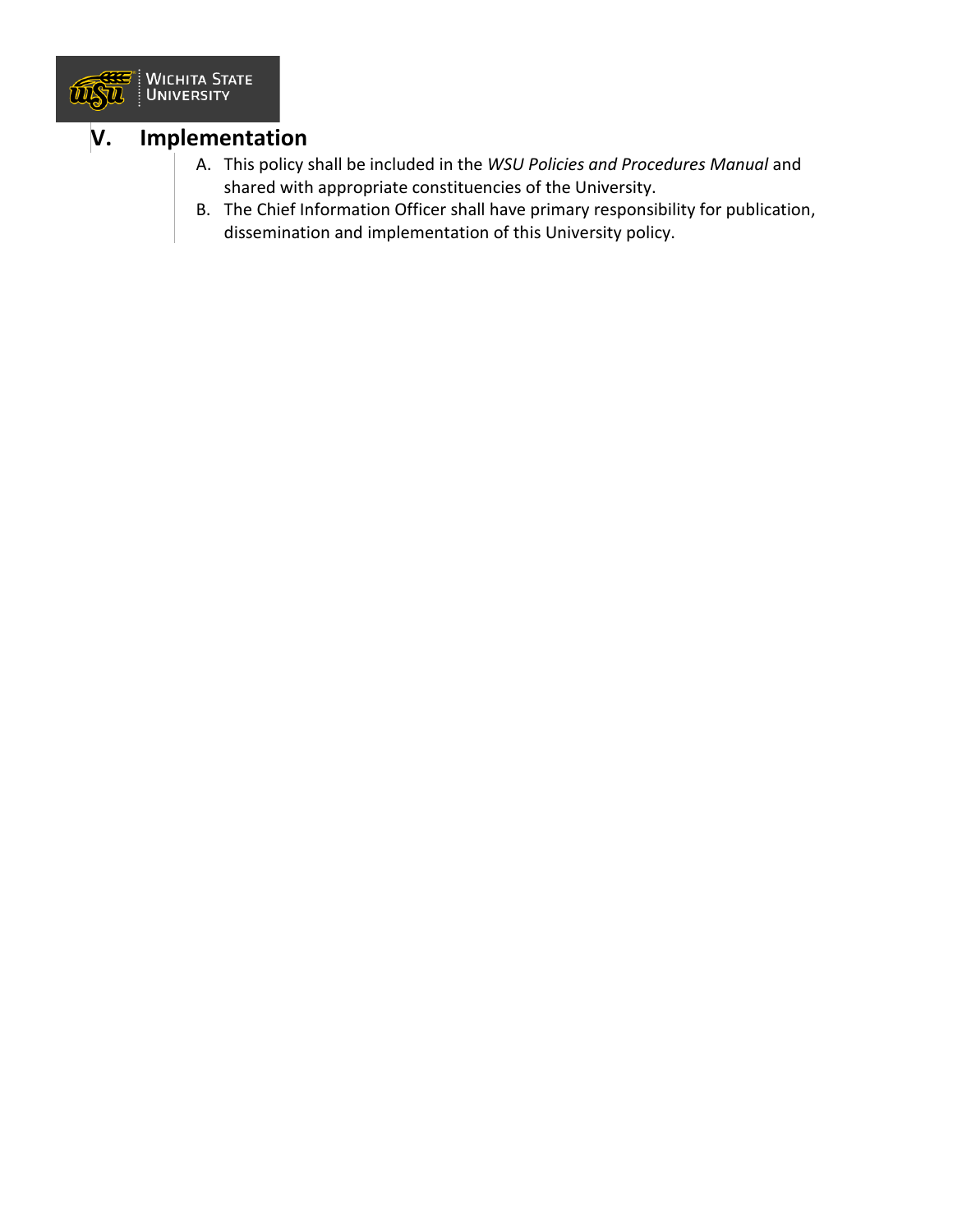## V. Implementation

A. This policy shall be included in the *WSU Policies and Procedures Manual* and shared with appropriate constituencies of the University.

B. The Chief Information Officer shall have primary responsibility for publication, dissemination and implementation of this University policy.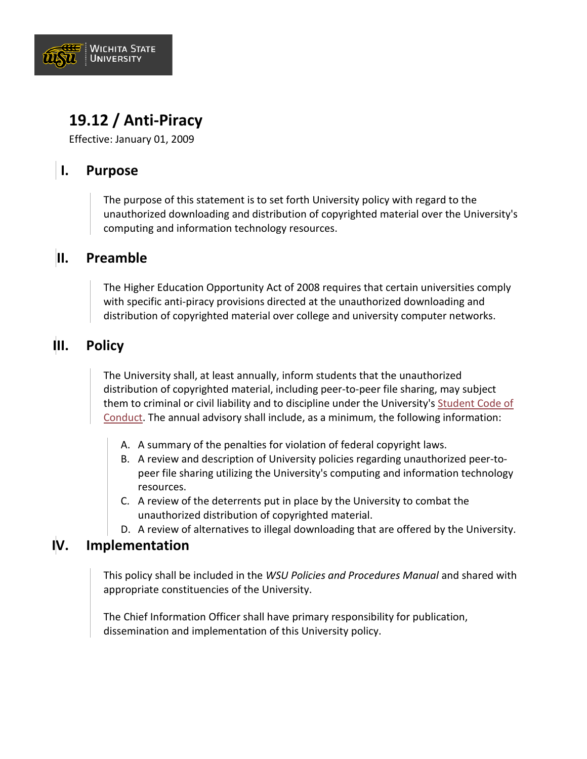# 19.12 / Anti-Piracy

Effective: January 01, 2009

## I. Purpose

The purpose of this statement is to set forth University policy with regard to the unauthorized downloading and distribution of copyrighted material over the University's computing and information technology resources.

## II. Preamble

The Higher Education Opportunity Act of 2008 requires that certain universities comply with specific anti-piracy provisions directed at the unauthorized downloading and distribution of copyrighted material over college and university computer networks.

## III. Policy

The University shall, at least annually, inform students that the unauthorized distribution of copyrighted material, including peer-to-peer file sharing, may subject them to criminal or civil liability and to discipline under the University's Student Code of Conduct. The annual advisory shall include, as a minimum, the following information:

A. A summary of the penalties for violation of federal copyright laws.
B. A review and description of University policies regarding unauthorized peer-to-peer file sharing utilizing the University's computing and information technology resources.
C. A review of the deterrents put in place by the University to combat the unauthorized distribution of copyrighted material.
D. A review of alternatives to illegal downloading that are offered by the University.

## IV. Implementation

This policy shall be included in the *WSU Policies and Procedures Manual* and shared with appropriate constituencies of the University.

The Chief Information Officer shall have primary responsibility for publication, dissemination and implementation of this University policy.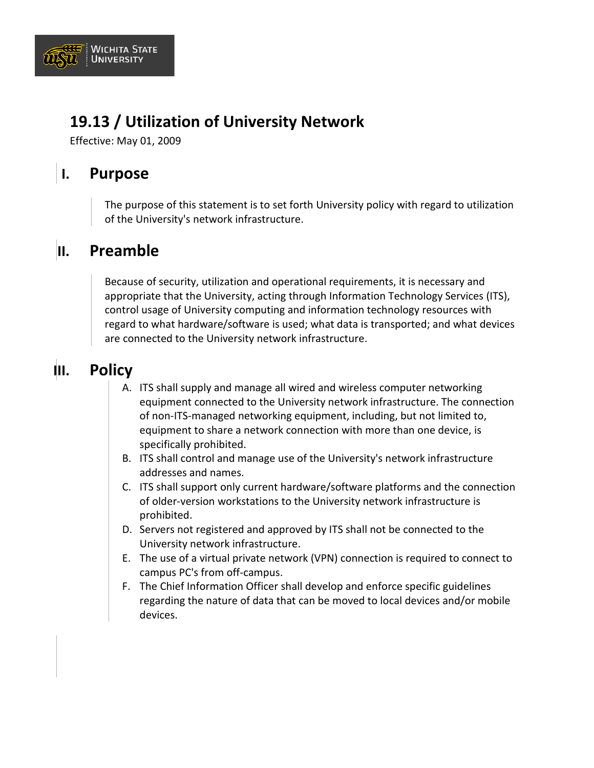# 19.13 / Utilization of University Network

Effective: May 01, 2009

## I. Purpose

The purpose of this statement is to set forth University policy with regard to utilization of the University's network infrastructure.

## II. Preamble

Because of security, utilization and operational requirements, it is necessary and appropriate that the University, acting through Information Technology Services (ITS), control usage of University computing and information technology resources with regard to what hardware/software is used; what data is transported; and what devices are connected to the University network infrastructure.

## III. Policy

A. ITS shall supply and manage all wired and wireless computer networking equipment connected to the University network infrastructure. The connection of non-ITS-managed networking equipment, including, but not limited to, equipment to share a network connection with more than one device, is specifically prohibited.

B. ITS shall control and manage use of the University's network infrastructure addresses and names.

C. ITS shall support only current hardware/software platforms and the connection of older-version workstations to the University network infrastructure is prohibited.

D. Servers not registered and approved by ITS shall not be connected to the University network infrastructure.

E. The use of a virtual private network (VPN) connection is required to connect to campus PC's from off-campus.

F. The Chief Information Officer shall develop and enforce specific guidelines regarding the nature of data that can be moved to local devices and/or mobile devices.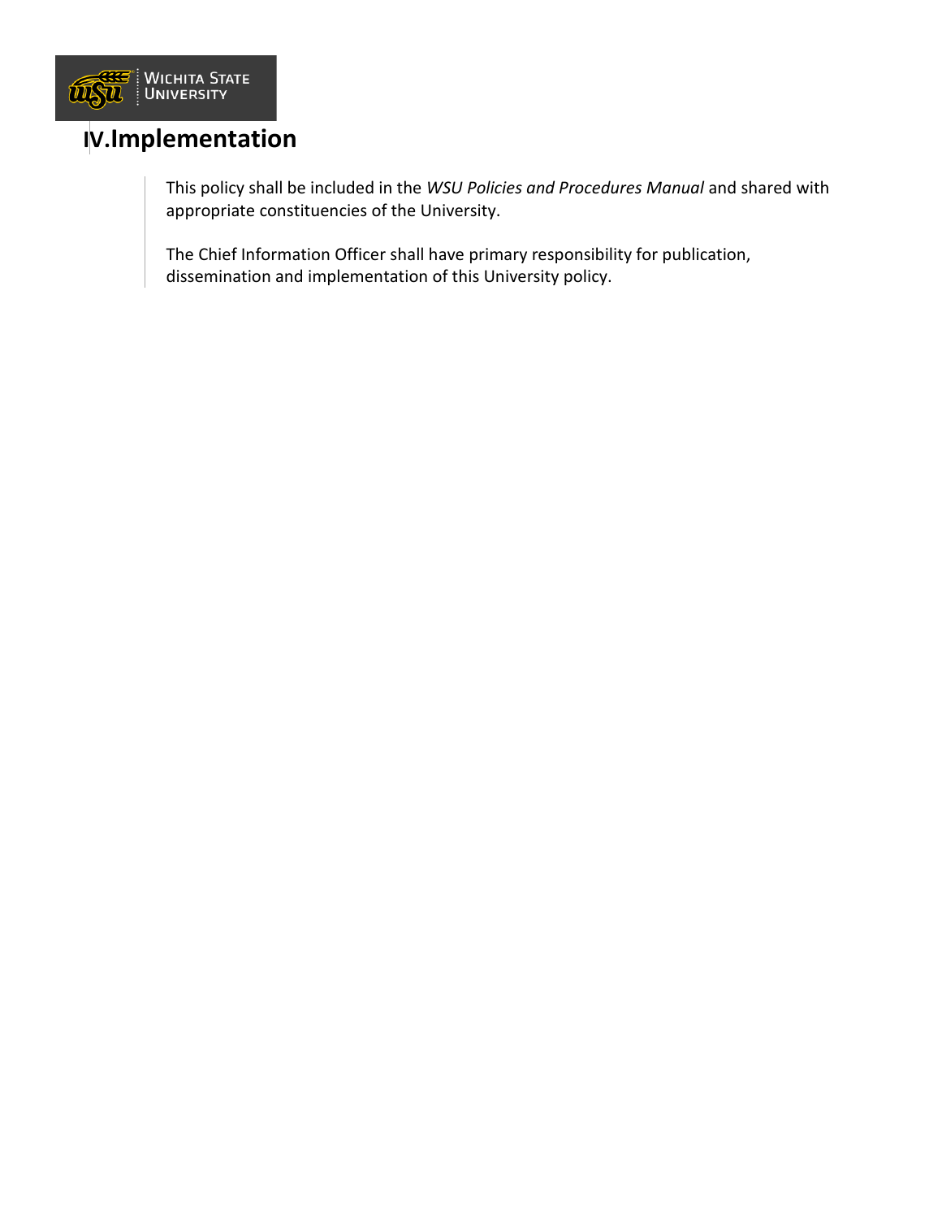# IV. Implementation

This policy shall be included in the *WSU Policies and Procedures Manual* and shared with appropriate constituencies of the University.

The Chief Information Officer shall have primary responsibility for publication, dissemination and implementation of this University policy.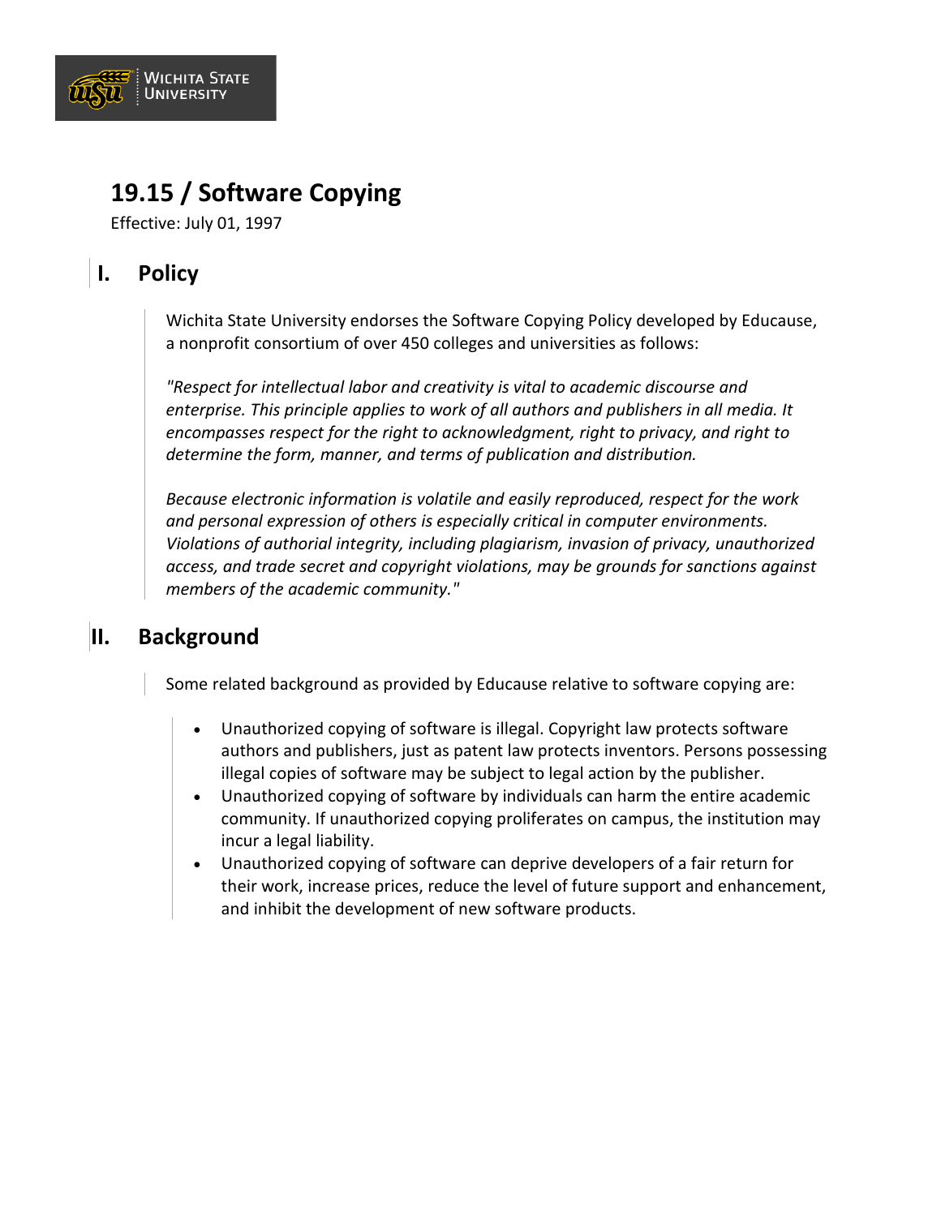# 19.15 / Software Copying

Effective: July 01, 1997

## I. Policy

Wichita State University endorses the Software Copying Policy developed by Educause, a nonprofit consortium of over 450 colleges and universities as follows:

*"Respect for intellectual labor and creativity is vital to academic discourse and enterprise. This principle applies to work of all authors and publishers in all media. It encompasses respect for the right to acknowledgment, right to privacy, and right to determine the form, manner, and terms of publication and distribution.*

*Because electronic information is volatile and easily reproduced, respect for the work and personal expression of others is especially critical in computer environments. Violations of authorial integrity, including plagiarism, invasion of privacy, unauthorized access, and trade secret and copyright violations, may be grounds for sanctions against members of the academic community."*

## II. Background

Some related background as provided by Educause relative to software copying are:

- Unauthorized copying of software is illegal. Copyright law protects software authors and publishers, just as patent law protects inventors. Persons possessing illegal copies of software may be subject to legal action by the publisher.
- Unauthorized copying of software by individuals can harm the entire academic community. If unauthorized copying proliferates on campus, the institution may incur a legal liability.
- Unauthorized copying of software can deprive developers of a fair return for their work, increase prices, reduce the level of future support and enhancement, and inhibit the development of new software products.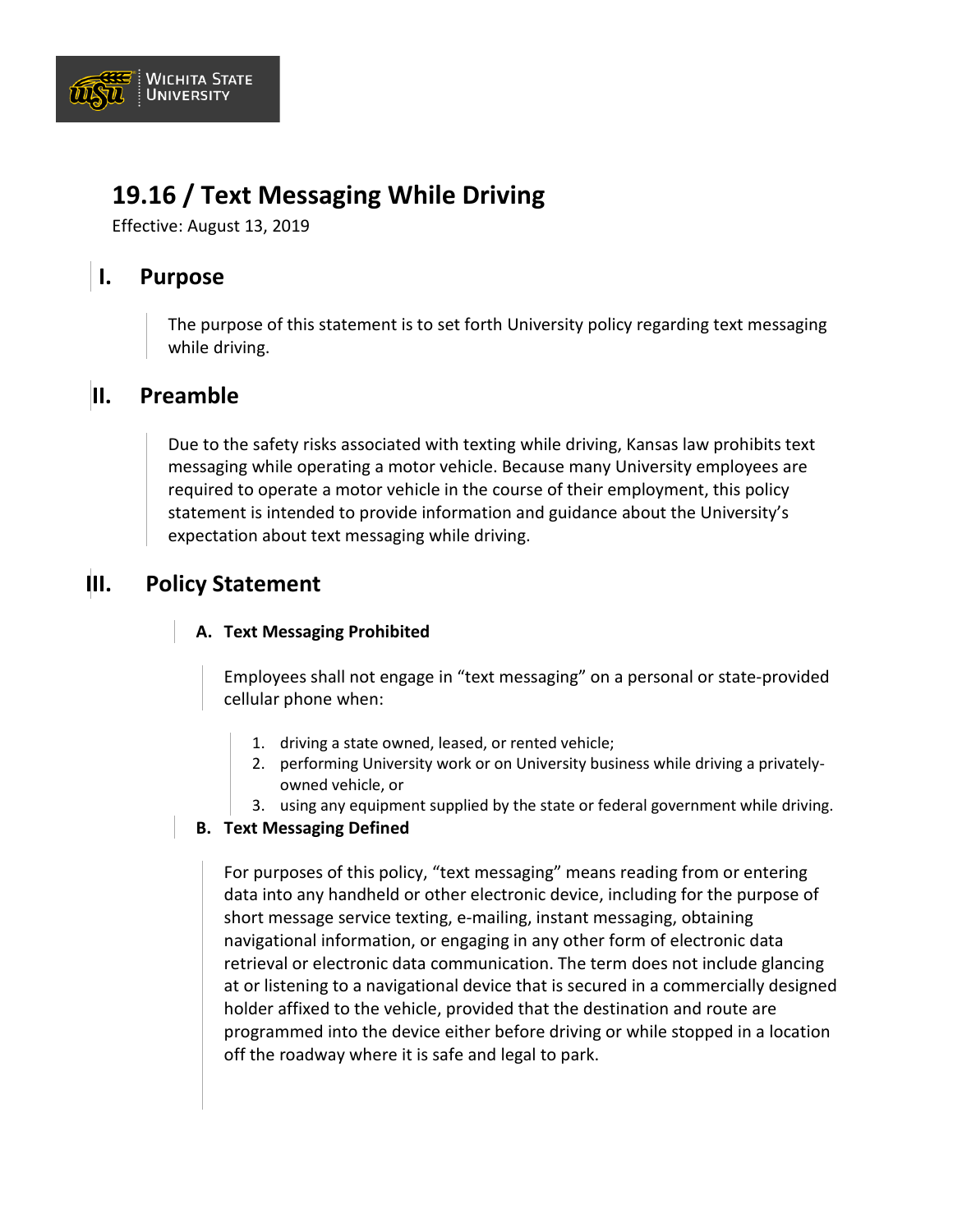# 19.16 / Text Messaging While Driving

Effective: August 13, 2019

## I. Purpose

The purpose of this statement is to set forth University policy regarding text messaging while driving.

## II. Preamble

Due to the safety risks associated with texting while driving, Kansas law prohibits text messaging while operating a motor vehicle. Because many University employees are required to operate a motor vehicle in the course of their employment, this policy statement is intended to provide information and guidance about the University's expectation about text messaging while driving.

## III. Policy Statement

### A. Text Messaging Prohibited

Employees shall not engage in "text messaging" on a personal or state-provided cellular phone when:

1. driving a state owned, leased, or rented vehicle;
2. performing University work or on University business while driving a privately-owned vehicle, or
3. using any equipment supplied by the state or federal government while driving.

### B. Text Messaging Defined

For purposes of this policy, "text messaging" means reading from or entering data into any handheld or other electronic device, including for the purpose of short message service texting, e-mailing, instant messaging, obtaining navigational information, or engaging in any other form of electronic data retrieval or electronic data communication. The term does not include glancing at or listening to a navigational device that is secured in a commercially designed holder affixed to the vehicle, provided that the destination and route are programmed into the device either before driving or while stopped in a location off the roadway where it is safe and legal to park.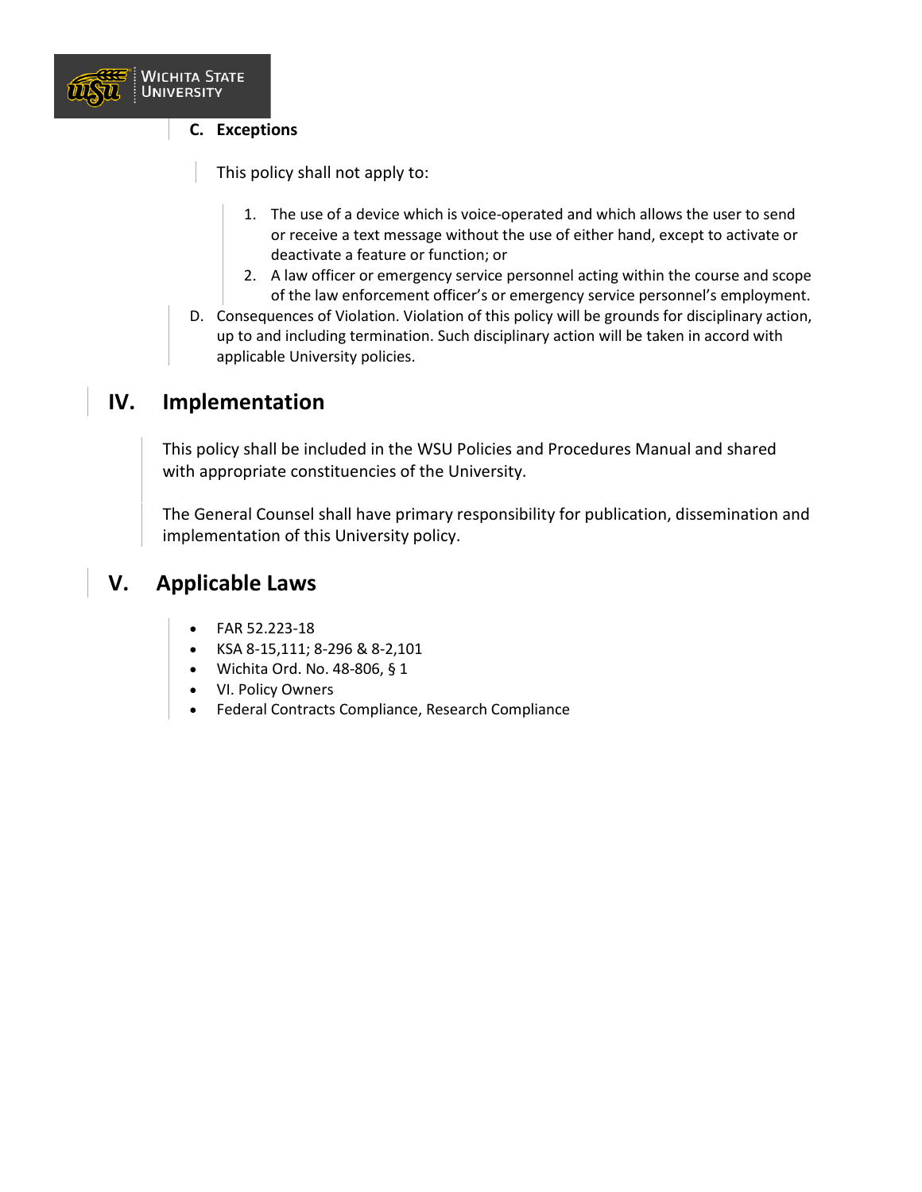### C. Exceptions

This policy shall not apply to:

1. The use of a device which is voice-operated and which allows the user to send or receive a text message without the use of either hand, except to activate or deactivate a feature or function; or
2. A law officer or emergency service personnel acting within the course and scope of the law enforcement officer's or emergency service personnel's employment.

D. Consequences of Violation. Violation of this policy will be grounds for disciplinary action, up to and including termination. Such disciplinary action will be taken in accord with applicable University policies.

## IV. Implementation

This policy shall be included in the WSU Policies and Procedures Manual and shared with appropriate constituencies of the University.

The General Counsel shall have primary responsibility for publication, dissemination and implementation of this University policy.

## V. Applicable Laws

- FAR 52.223-18
- KSA 8-15,111; 8-296 & 8-2,101
- Wichita Ord. No. 48-806, § 1
- VI. Policy Owners
- Federal Contracts Compliance, Research Compliance